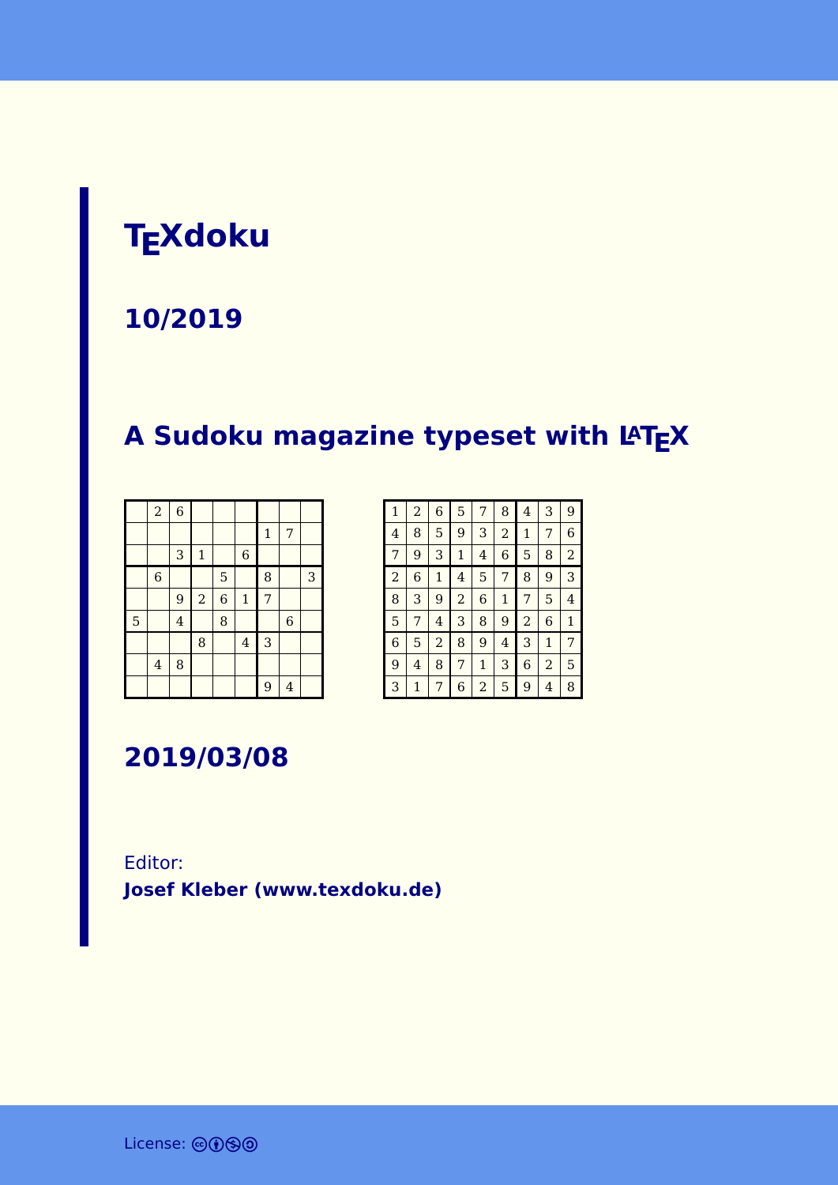# TEXdoku

## 10/2019

## A Sudoku magazine typeset with LATEX

| | | | | | | | | |
|---|---|---|---|---|---|---|---|---|
| | 2 | 6 | | | | | | |
| | | | | | | 1 | 7 | |
| | | 3 | 1 | | 6 | | | |
| | 6 | | | 5 | | 8 | | 3 |
| | | 9 | 2 | 6 | 1 | 7 | | |
| 5 | | 4 | | 8 | | | 6 | |
| | | | 8 | | 4 | 3 | | |
| | 4 | 8 | | | | | | |
| | | | | | | 9 | 4 | |

| | | | | | | | | |
|---|---|---|---|---|---|---|---|---|
| 1 | 2 | 6 | 5 | 7 | 8 | 4 | 3 | 9 |
| 4 | 8 | 5 | 9 | 3 | 2 | 1 | 7 | 6 |
| 7 | 9 | 3 | 1 | 4 | 6 | 5 | 8 | 2 |
| 2 | 6 | 1 | 4 | 5 | 7 | 8 | 9 | 3 |
| 8 | 3 | 9 | 2 | 6 | 1 | 7 | 5 | 4 |
| 5 | 7 | 4 | 3 | 8 | 9 | 2 | 6 | 1 |
| 6 | 5 | 2 | 8 | 9 | 4 | 3 | 1 | 7 |
| 9 | 4 | 8 | 7 | 1 | 3 | 6 | 2 | 5 |
| 3 | 1 | 7 | 6 | 2 | 5 | 9 | 4 | 8 |

## 2019/03/08

Editor:
**Josef Kleber (www.texdoku.de)**

License: cc by nc sa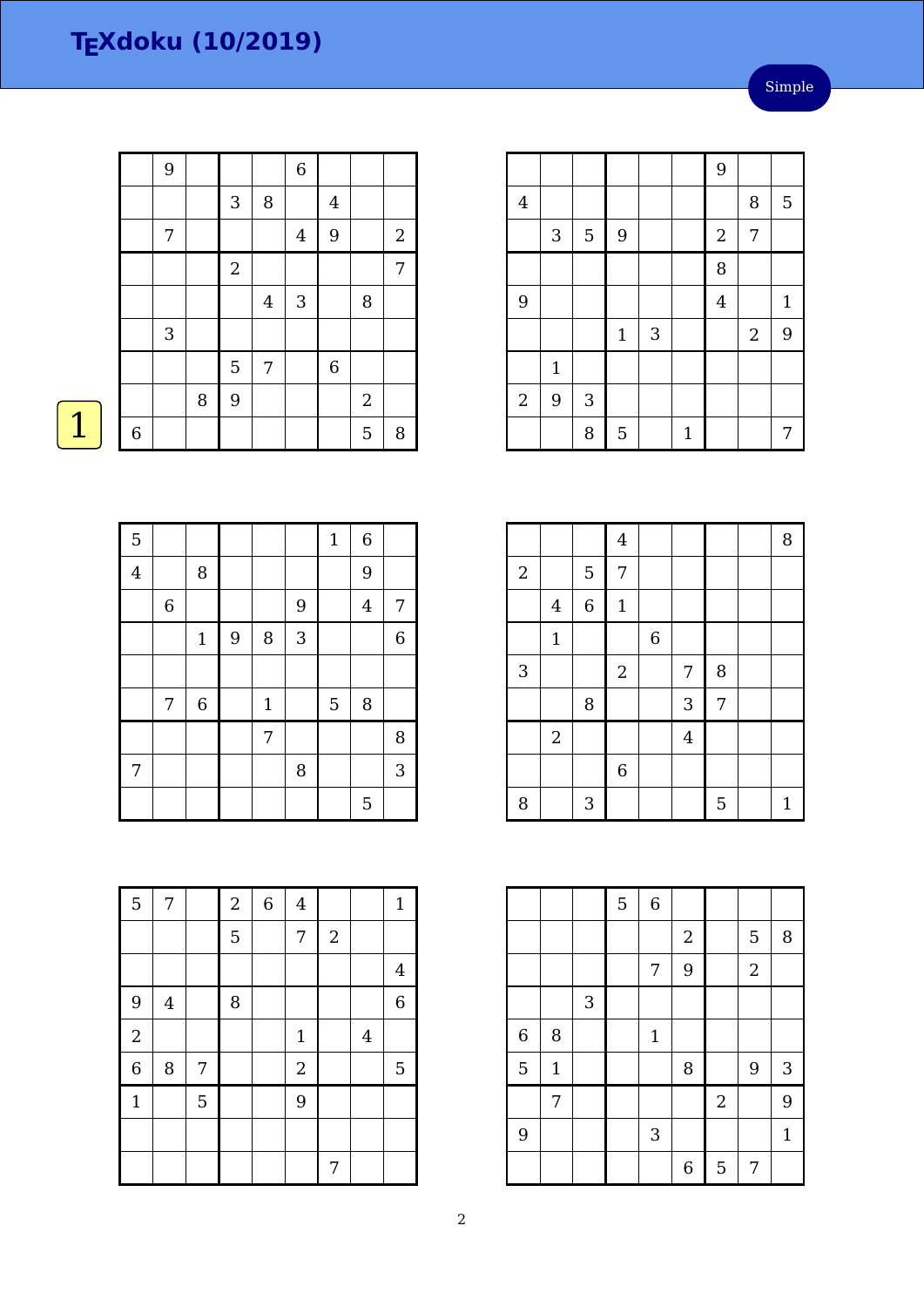# TEXdoku (10/2019)

Simple

1

| | | | | | | | | |
|---|---|---|---|---|---|---|---|---|
| | 9 | | | | 6 | | | |
| | | | 3 | 8 | | 4 | | |
| | 7 | | | | 4 | 9 | | 2 |
| | | | 2 | | | | | 7 |
| | | | | 4 | 3 | | 8 | |
| | 3 | | | | | | | |
| | | | 5 | 7 | | 6 | | |
| | | 8 | 9 | | | | 2 | |
| 6 | | | | | | | 5 | 8 |

| | | | | | | | | |
|---|---|---|---|---|---|---|---|---|
| | | | | | | 9 | | |
| 4 | | | | | | | 8 | 5 |
| | 3 | 5 | 9 | | | 2 | 7 | |
| | | | | | | 8 | | |
| 9 | | | | | | 4 | | 1 |
| | | | 1 | 3 | | | 2 | 9 |
| | 1 | | | | | | | |
| 2 | 9 | 3 | | | | | | |
| | | 8 | 5 | | 1 | | | 7 |

| | | | | | | | | |
|---|---|---|---|---|---|---|---|---|
| 5 | | | | | | 1 | 6 | |
| 4 | | 8 | | | | | 9 | |
| | 6 | | | | 9 | | 4 | 7 |
| | | 1 | 9 | 8 | 3 | | | 6 |
| | | | | | | | | |
| | 7 | 6 | | 1 | | 5 | 8 | |
| | | | | 7 | | | | 8 |
| 7 | | | | | 8 | | | 3 |
| | | | | | | | 5 | |

| | | | | | | | | |
|---|---|---|---|---|---|---|---|---|
| | | | 4 | | | | | 8 |
| 2 | | 5 | 7 | | | | | |
| | 4 | 6 | 1 | | | | | |
| | 1 | | | 6 | | | | |
| 3 | | | 2 | | 7 | 8 | | |
| | | 8 | | | 3 | 7 | | |
| | 2 | | | | 4 | | | |
| | | | 6 | | | | | |
| 8 | | 3 | | | | 5 | | 1 |

| | | | | | | | | |
|---|---|---|---|---|---|---|---|---|
| 5 | 7 | | 2 | 6 | 4 | | | 1 |
| | | | 5 | | 7 | 2 | | |
| | | | | | | | | 4 |
| 9 | 4 | | 8 | | | | | 6 |
| 2 | | | | | 1 | | 4 | |
| 6 | 8 | 7 | | | 2 | | | 5 |
| 1 | | 5 | | | 9 | | | |
| | | | | | | | | |
| | | | | | | 7 | | |

| | | | | | | | | |
|---|---|---|---|---|---|---|---|---|
| | | | 5 | 6 | | | | |
| | | | | | 2 | | 5 | 8 |
| | | | | 7 | 9 | | 2 | |
| | | 3 | | | | | | |
| 6 | 8 | | | 1 | | | | |
| 5 | 1 | | | | 8 | | 9 | 3 |
| | 7 | | | | | 2 | | 9 |
| 9 | | | | 3 | | | | 1 |
| | | | | | 6 | 5 | 7 | |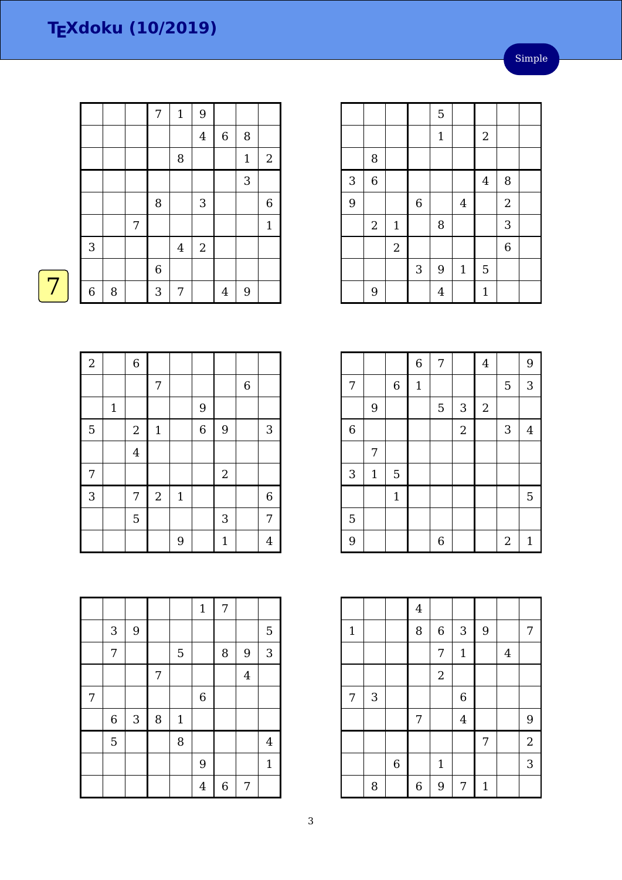# TEXdoku (10/2019)

Simple

7

| | | | | | | | | |
|---|---|---|---|---|---|---|---|---|
| | | | 7 | 1 | 9 | | | |
| | | | | | 4 | 6 | 8 | |
| | | | | 8 | | | 1 | 2 |
| | | | | | | | 3 | |
| | | | 8 | | 3 | | | 6 |
| | | 7 | | | | | | 1 |
| 3 | | | | 4 | 2 | | | |
| | | | 6 | | | | | |
| 6 | 8 | | 3 | 7 | | 4 | 9 | |

| | | | | | | | | |
|---|---|---|---|---|---|---|---|---|
| | | | | 5 | | | | |
| | | | | 1 | | 2 | | |
| | 8 | | | | | | | |
| 3 | 6 | | | | | 4 | 8 | |
| 9 | | | 6 | | 4 | | 2 | |
| | 2 | 1 | | 8 | | | 3 | |
| | | 2 | | | | | 6 | |
| | | | 3 | 9 | 1 | 5 | | |
| | 9 | | | 4 | | 1 | | |

| | | | | | | | | |
|---|---|---|---|---|---|---|---|---|
| 2 | | 6 | | | | | | |
| | | | 7 | | | | 6 | |
| | 1 | | | | 9 | | | |
| 5 | | 2 | 1 | | 6 | 9 | | 3 |
| | | 4 | | | | | | |
| 7 | | | | | | 2 | | |
| 3 | | 7 | 2 | 1 | | | | 6 |
| | | 5 | | | | 3 | | 7 |
| | | | | 9 | | 1 | | 4 |

| | | | | | | | | |
|---|---|---|---|---|---|---|---|---|
| | | | 6 | 7 | | 4 | | 9 |
| 7 | | 6 | 1 | | | | 5 | 3 |
| | 9 | | | 5 | 3 | 2 | | |
| 6 | | | | | 2 | | 3 | 4 |
| | 7 | | | | | | | |
| 3 | 1 | 5 | | | | | | |
| | | 1 | | | | | | 5 |
| 5 | | | | | | | | |
| 9 | | | | 6 | | | 2 | 1 |

| | | | | | | | | |
|---|---|---|---|---|---|---|---|---|
| | | | | | 1 | 7 | | |
| | 3 | 9 | | | | | | 5 |
| | 7 | | | 5 | | 8 | 9 | 3 |
| | | | 7 | | | | 4 | |
| 7 | | | | | 6 | | | |
| | 6 | 3 | 8 | 1 | | | | |
| | 5 | | | 8 | | | | 4 |
| | | | | | 9 | | | 1 |
| | | | | | 4 | 6 | 7 | |

| | | | | | | | | |
|---|---|---|---|---|---|---|---|---|
| | | | 4 | | | | | |
| 1 | | | 8 | 6 | 3 | 9 | | 7 |
| | | | | 7 | 1 | | 4 | |
| | | | | 2 | | | | |
| 7 | 3 | | | | 6 | | | |
| | | | 7 | | 4 | | | 9 |
| | | | | | | 7 | | 2 |
| | | 6 | | 1 | | | | 3 |
| | 8 | | 6 | 9 | 7 | 1 | | |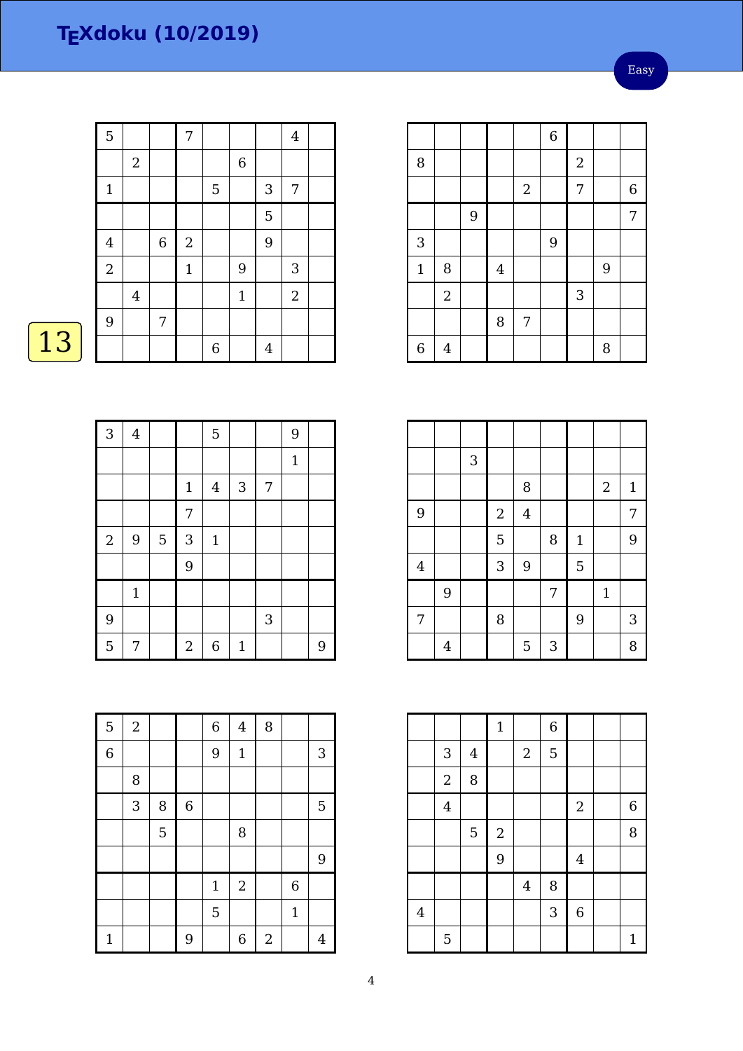# TEXdoku (10/2019)

Easy

13

| | | | | | | | | |
|---|---|---|---|---|---|---|---|---|
| 5 | | | 7 | | | | 4 | |
| | 2 | | | | 6 | | | |
| 1 | | | | 5 | | 3 | 7 | |
| | | | | | | 5 | | |
| 4 | | 6 | 2 | | | 9 | | |
| 2 | | | 1 | | 9 | | 3 | |
| | 4 | | | | 1 | | 2 | |
| 9 | | 7 | | | | | | |
| | | | | 6 | | 4 | | |

| | | | | | | | | |
|---|---|---|---|---|---|---|---|---|
| | | | | | 6 | | | |
| 8 | | | | | | 2 | | |
| | | | | 2 | | 7 | | 6 |
| | | 9 | | | | | | 7 |
| 3 | | | | | 9 | | | |
| 1 | 8 | | 4 | | | | 9 | |
| | 2 | | | | | 3 | | |
| | | | 8 | 7 | | | | |
| 6 | 4 | | | | | | 8 | |

| | | | | | | | | |
|---|---|---|---|---|---|---|---|---|
| 3 | 4 | | | 5 | | | 9 | |
| | | | | | | | 1 | |
| | | | 1 | 4 | 3 | 7 | | |
| | | | 7 | | | | | |
| 2 | 9 | 5 | 3 | 1 | | | | |
| | | | 9 | | | | | |
| | 1 | | | | | | | |
| 9 | | | | | | 3 | | |
| 5 | 7 | | 2 | 6 | 1 | | | 9 |

| | | | | | | | | |
|---|---|---|---|---|---|---|---|---|
| | | | | | | | | |
| | | 3 | | | | | | |
| | | | | 8 | | | 2 | 1 |
| 9 | | | 2 | 4 | | | | 7 |
| | | | 5 | | 8 | 1 | | 9 |
| 4 | | | 3 | 9 | | 5 | | |
| | 9 | | | | 7 | | 1 | |
| 7 | | | 8 | | | 9 | | 3 |
| | 4 | | | 5 | 3 | | | 8 |

| | | | | | | | | |
|---|---|---|---|---|---|---|---|---|
| 5 | 2 | | | 6 | 4 | 8 | | |
| 6 | | | | 9 | 1 | | | 3 |
| | 8 | | | | | | | |
| | 3 | 8 | 6 | | | | | 5 |
| | | 5 | | | 8 | | | |
| | | | | | | | | 9 |
| | | | | 1 | 2 | | 6 | |
| | | | | 5 | | | 1 | |
| 1 | | | 9 | | 6 | 2 | | 4 |

| | | | | | | | | |
|---|---|---|---|---|---|---|---|---|
| | | | 1 | | 6 | | | |
| | 3 | 4 | | 2 | 5 | | | |
| | 2 | 8 | | | | | | |
| | 4 | | | | | 2 | | 6 |
| | | 5 | 2 | | | | | 8 |
| | | | 9 | | | 4 | | |
| | | | | 4 | 8 | | | |
| 4 | | | | | 3 | 6 | | |
| | 5 | | | | | | | 1 |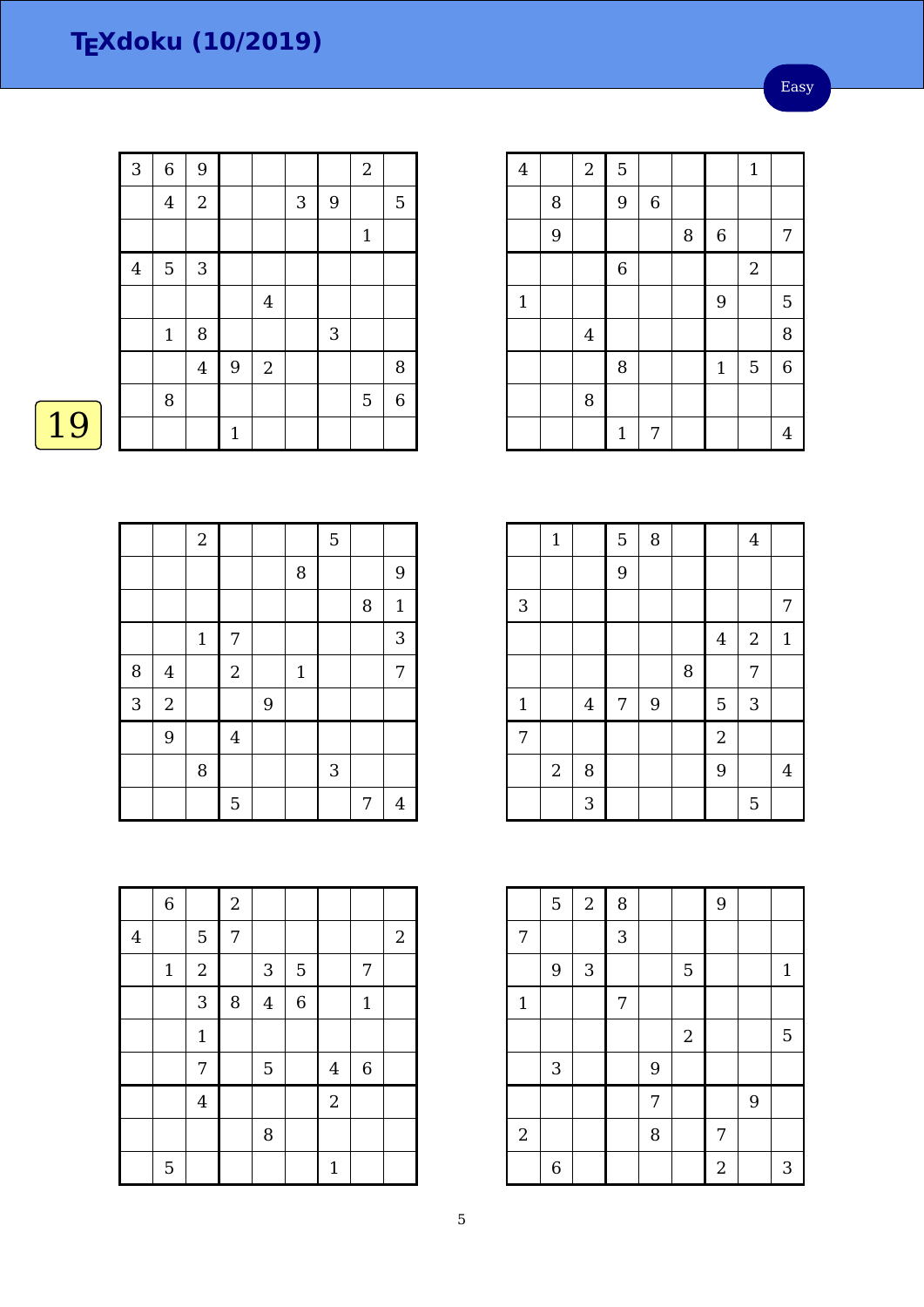# TEXdoku (10/2019)

Easy

19

| | | | | | | | | |
|---|---|---|---|---|---|---|---|---|
| 3 | 6 | 9 | | | | | 2 | |
| | 4 | 2 | | | 3 | 9 | | 5 |
| | | | | | | | 1 | |
| 4 | 5 | 3 | | | | | | |
| | | | | 4 | | | | |
| | 1 | 8 | | | | 3 | | |
| | | 4 | 9 | 2 | | | | 8 |
| | 8 | | | | | | 5 | 6 |
| | | | 1 | | | | | |

| | | | | | | | | |
|---|---|---|---|---|---|---|---|---|
| 4 | | 2 | 5 | | | | 1 | |
| | 8 | | 9 | 6 | | | | |
| | 9 | | | | 8 | 6 | | 7 |
| | | | 6 | | | | 2 | |
| 1 | | | | | | 9 | | 5 |
| | | 4 | | | | | | 8 |
| | | | 8 | | | 1 | 5 | 6 |
| | | 8 | | | | | | |
| | | | 1 | 7 | | | | 4 |

| | | | | | | | | |
|---|---|---|---|---|---|---|---|---|
| | | 2 | | | | 5 | | |
| | | | | | 8 | | | 9 |
| | | | | | | | 8 | 1 |
| | | 1 | 7 | | | | | 3 |
| 8 | 4 | | 2 | | 1 | | | 7 |
| 3 | 2 | | | 9 | | | | |
| | 9 | | 4 | | | | | |
| | | 8 | | | | 3 | | |
| | | | 5 | | | | 7 | 4 |

| | | | | | | | | |
|---|---|---|---|---|---|---|---|---|
| | 1 | | 5 | 8 | | | 4 | |
| | | | 9 | | | | | |
| 3 | | | | | | | | 7 |
| | | | | | | 4 | 2 | 1 |
| | | | | | 8 | | 7 | |
| 1 | | 4 | 7 | 9 | | 5 | 3 | |
| 7 | | | | | | 2 | | |
| | 2 | 8 | | | | 9 | | 4 |
| | | 3 | | | | | 5 | |

| | | | | | | | | |
|---|---|---|---|---|---|---|---|---|
| | 6 | | 2 | | | | | |
| 4 | | 5 | 7 | | | | | 2 |
| | 1 | 2 | | 3 | 5 | | 7 | |
| | | 3 | 8 | 4 | 6 | | 1 | |
| | | 1 | | | | | | |
| | | 7 | | 5 | | 4 | 6 | |
| | | 4 | | | | 2 | | |
| | | | | 8 | | | | |
| | 5 | | | | | 1 | | |

| | | | | | | | | |
|---|---|---|---|---|---|---|---|---|
| | 5 | 2 | 8 | | | 9 | | |
| 7 | | | 3 | | | | | |
| | 9 | 3 | | | 5 | | | 1 |
| 1 | | | 7 | | | | | |
| | | | | | 2 | | | 5 |
| | 3 | | | 9 | | | | |
| | | | | 7 | | | 9 | |
| 2 | | | | 8 | | 7 | | |
| | 6 | | | | | 2 | | 3 |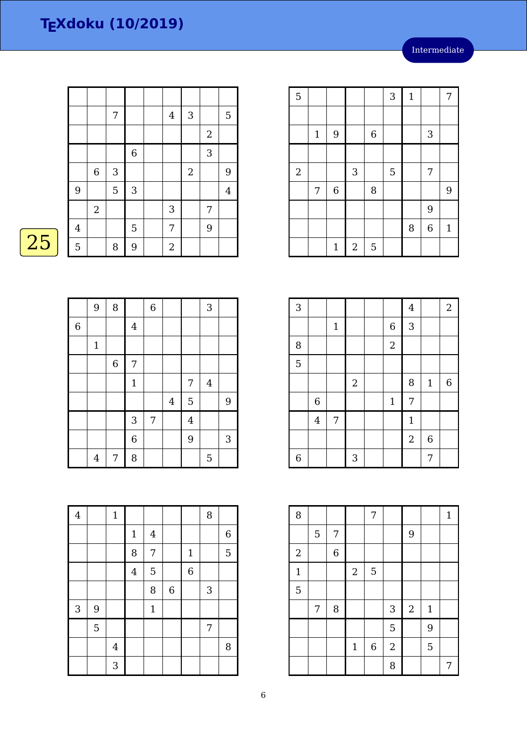# TEXdoku (10/2019)

Intermediate

25

| | | | | | | | | |
|---|---|---|---|---|---|---|---|---|
| | | | | | | | | |
| | | 7 | | | 4 | 3 | | 5 |
| | | | | | | | 2 | |
| | | | 6 | | | | 3 | |
| | 6 | 3 | | | | 2 | | 9 |
| 9 | | 5 | 3 | | | | | 4 |
| | 2 | | | | 3 | | 7 | |
| 4 | | | 5 | | 7 | | 9 | |
| 5 | | 8 | 9 | | 2 | | | |

| | | | | | | | | |
|---|---|---|---|---|---|---|---|---|
| 5 | | | | | 3 | 1 | | 7 |
| | | | | | | | | |
| | 1 | 9 | | 6 | | | 3 | |
| | | | | | | | | |
| 2 | | | 3 | | 5 | | 7 | |
| | 7 | 6 | | 8 | | | | 9 |
| | | | | | | | 9 | |
| | | | | | | 8 | 6 | 1 |
| | | 1 | 2 | 5 | | | | |

| | | | | | | | | |
|---|---|---|---|---|---|---|---|---|
| | 9 | 8 | | 6 | | | 3 | |
| 6 | | | 4 | | | | | |
| | 1 | | | | | | | |
| | | 6 | 7 | | | | | |
| | | | 1 | | | 7 | 4 | |
| | | | | | 4 | 5 | | 9 |
| | | | 3 | 7 | | 4 | | |
| | | | 6 | | | 9 | | 3 |
| | 4 | 7 | 8 | | | | 5 | |

| | | | | | | | | |
|---|---|---|---|---|---|---|---|---|
| 3 | | | | | | 4 | | 2 |
| | | 1 | | | 6 | 3 | | |
| 8 | | | | | 2 | | | |
| 5 | | | | | | | | |
| | | | 2 | | | 8 | 1 | 6 |
| | 6 | | | | 1 | 7 | | |
| | 4 | 7 | | | | 1 | | |
| | | | | | | 2 | 6 | |
| 6 | | | 3 | | | | 7 | |

| | | | | | | | | |
|---|---|---|---|---|---|---|---|---|
| 4 | | 1 | | | | | 8 | |
| | | | 1 | 4 | | | | 6 |
| | | | 8 | 7 | | 1 | | 5 |
| | | | 4 | 5 | | 6 | | |
| | | | | 8 | 6 | | 3 | |
| 3 | 9 | | | 1 | | | | |
| | 5 | | | | | | 7 | |
| | | 4 | | | | | | 8 |
| | | 3 | | | | | | |

| | | | | | | | | |
|---|---|---|---|---|---|---|---|---|
| 8 | | | | 7 | | | | 1 |
| | 5 | 7 | | | | 9 | | |
| 2 | | 6 | | | | | | |
| 1 | | | 2 | 5 | | | | |
| 5 | | | | | | | | |
| | 7 | 8 | | | 3 | 2 | 1 | |
| | | | | | 5 | | 9 | |
| | | | 1 | 6 | 2 | | 5 | |
| | | | | | 8 | | | 7 |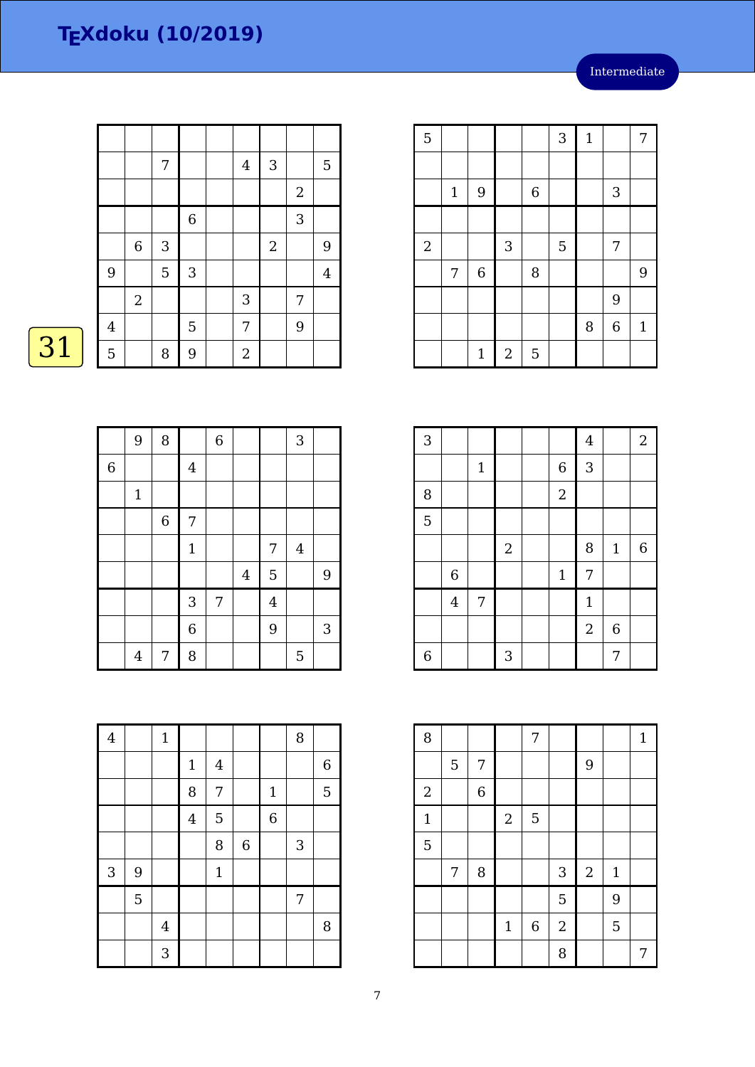# TEXdoku (10/2019)

Intermediate

31

| | | | | | | | | |
|---|---|---|---|---|---|---|---|---|
| | | | | | | | | |
| | | 7 | | | 4 | 3 | | 5 |
| | | | | | | | 2 | |
| | | | 6 | | | | 3 | |
| | 6 | 3 | | | | 2 | | 9 |
| 9 | | 5 | 3 | | | | | 4 |
| | 2 | | | | 3 | | 7 | |
| 4 | | | 5 | | 7 | | 9 | |
| 5 | | 8 | 9 | | 2 | | | |

| | | | | | | | | |
|---|---|---|---|---|---|---|---|---|
| 5 | | | | | 3 | 1 | | 7 |
| | | | | | | | | |
| | 1 | 9 | | 6 | | | 3 | |
| | | | | | | | | |
| 2 | | | 3 | | 5 | | 7 | |
| | 7 | 6 | | 8 | | | | 9 |
| | | | | | | | 9 | |
| | | | | | | 8 | 6 | 1 |
| | | 1 | 2 | 5 | | | | |

| | | | | | | | | |
|---|---|---|---|---|---|---|---|---|
| | 9 | 8 | | 6 | | | 3 | |
| 6 | | | 4 | | | | | |
| | 1 | | | | | | | |
| | | 6 | 7 | | | | | |
| | | | 1 | | | 7 | 4 | |
| | | | | | 4 | 5 | | 9 |
| | | | 3 | 7 | | 4 | | |
| | | | 6 | | | 9 | | 3 |
| | 4 | 7 | 8 | | | | 5 | |

| | | | | | | | | |
|---|---|---|---|---|---|---|---|---|
| 3 | | | | | | 4 | | 2 |
| | | 1 | | | 6 | 3 | | |
| 8 | | | | | 2 | | | |
| 5 | | | | | | | | |
| | | | 2 | | | 8 | 1 | 6 |
| | 6 | | | | 1 | 7 | | |
| | 4 | 7 | | | | 1 | | |
| | | | | | | 2 | 6 | |
| 6 | | | 3 | | | | 7 | |

| | | | | | | | | |
|---|---|---|---|---|---|---|---|---|
| 4 | | 1 | | | | | 8 | |
| | | | 1 | 4 | | | | 6 |
| | | | 8 | 7 | | 1 | | 5 |
| | | | 4 | 5 | | 6 | | |
| | | | | 8 | 6 | | 3 | |
| 3 | 9 | | | 1 | | | | |
| | 5 | | | | | | 7 | |
| | | 4 | | | | | | 8 |
| | | 3 | | | | | | |

| | | | | | | | | |
|---|---|---|---|---|---|---|---|---|
| 8 | | | | 7 | | | | 1 |
| | 5 | 7 | | | | 9 | | |
| 2 | | 6 | | | | | | |
| 1 | | | 2 | 5 | | | | |
| 5 | | | | | | | | |
| | 7 | 8 | | | 3 | 2 | 1 | |
| | | | | | 5 | | 9 | |
| | | | 1 | 6 | 2 | | 5 | |
| | | | | | 8 | | | 7 |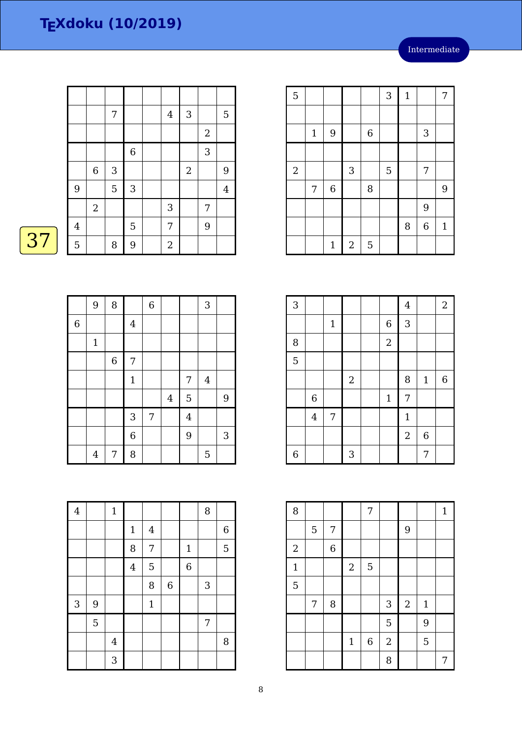# TEXdoku (10/2019)

Intermediate

37

| | | | | | | | | |
|---|---|---|---|---|---|---|---|---|
| | | | | | | | | |
| | | 7 | | | 4 | 3 | | 5 |
| | | | | | | | 2 | |
| | | | 6 | | | | 3 | |
| | 6 | 3 | | | | 2 | | 9 |
| 9 | | 5 | 3 | | | | | 4 |
| | 2 | | | | 3 | | 7 | |
| 4 | | | 5 | | 7 | | 9 | |
| 5 | | 8 | 9 | | 2 | | | |

| | | | | | | | | |
|---|---|---|---|---|---|---|---|---|
| 5 | | | | | 3 | 1 | | 7 |
| | | | | | | | | |
| | 1 | 9 | | 6 | | | 3 | |
| | | | | | | | | |
| 2 | | | 3 | | 5 | | 7 | |
| | 7 | 6 | | 8 | | | | 9 |
| | | | | | | | 9 | |
| | | | | | | 8 | 6 | 1 |
| | | 1 | 2 | 5 | | | | |

| | | | | | | | | |
|---|---|---|---|---|---|---|---|---|
| | 9 | 8 | | 6 | | | 3 | |
| 6 | | | 4 | | | | | |
| | 1 | | | | | | | |
| | | 6 | 7 | | | | | |
| | | | 1 | | | 7 | 4 | |
| | | | | | 4 | 5 | | 9 |
| | | | 3 | 7 | | 4 | | |
| | | | 6 | | | 9 | | 3 |
| | 4 | 7 | 8 | | | | 5 | |

| | | | | | | | | |
|---|---|---|---|---|---|---|---|---|
| 3 | | | | | | 4 | | 2 |
| | | 1 | | | 6 | 3 | | |
| 8 | | | | | 2 | | | |
| 5 | | | | | | | | |
| | | | 2 | | | 8 | 1 | 6 |
| | 6 | | | | 1 | 7 | | |
| | 4 | 7 | | | | 1 | | |
| | | | | | | 2 | 6 | |
| 6 | | | 3 | | | | 7 | |

| | | | | | | | | |
|---|---|---|---|---|---|---|---|---|
| 4 | | 1 | | | | | 8 | |
| | | | 1 | 4 | | | | 6 |
| | | | 8 | 7 | | 1 | | 5 |
| | | | 4 | 5 | | 6 | | |
| | | | | 8 | 6 | | 3 | |
| 3 | 9 | | | 1 | | | | |
| | 5 | | | | | | 7 | |
| | | 4 | | | | | | 8 |
| | | 3 | | | | | | |

| | | | | | | | | |
|---|---|---|---|---|---|---|---|---|
| 8 | | | | 7 | | | | 1 |
| | 5 | 7 | | | | 9 | | |
| 2 | | 6 | | | | | | |
| 1 | | | 2 | 5 | | | | |
| 5 | | | | | | | | |
| | 7 | 8 | | | 3 | 2 | 1 | |
| | | | | | 5 | | 9 | |
| | | | 1 | 6 | 2 | | 5 | |
| | | | | | 8 | | | 7 |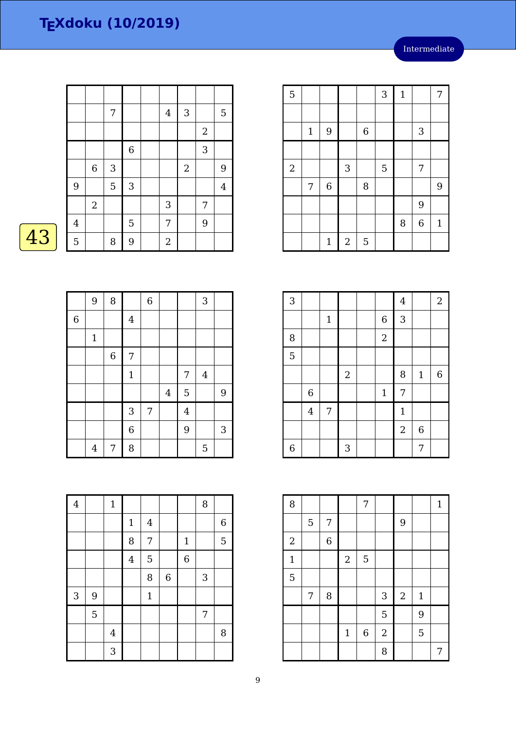# TEXdoku (10/2019)

Intermediate

43

| | | | | | | | | |
|---|---|---|---|---|---|---|---|---|
| | | | | | | | | |
| | | 7 | | | 4 | 3 | | 5 |
| | | | | | | | 2 | |
| | | | 6 | | | | 3 | |
| | 6 | 3 | | | | 2 | | 9 |
| 9 | | 5 | 3 | | | | | 4 |
| | 2 | | | | 3 | | 7 | |
| 4 | | | 5 | | 7 | | 9 | |
| 5 | | 8 | 9 | | 2 | | | |

| | | | | | | | | |
|---|---|---|---|---|---|---|---|---|
| 5 | | | | | 3 | 1 | | 7 |
| | | | | | | | | |
| | 1 | 9 | | 6 | | | 3 | |
| | | | | | | | | |
| 2 | | | 3 | | 5 | | 7 | |
| | 7 | 6 | | 8 | | | | 9 |
| | | | | | | | 9 | |
| | | | | | | 8 | 6 | 1 |
| | | 1 | 2 | 5 | | | | |

| | | | | | | | | |
|---|---|---|---|---|---|---|---|---|
| | 9 | 8 | | 6 | | | 3 | |
| 6 | | | 4 | | | | | |
| | 1 | | | | | | | |
| | | 6 | 7 | | | | | |
| | | | 1 | | | 7 | 4 | |
| | | | | | 4 | 5 | | 9 |
| | | | 3 | 7 | | 4 | | |
| | | | 6 | | | 9 | | 3 |
| | 4 | 7 | 8 | | | | 5 | |

| | | | | | | | | |
|---|---|---|---|---|---|---|---|---|
| 3 | | | | | | 4 | | 2 |
| | | 1 | | | 6 | 3 | | |
| 8 | | | | | 2 | | | |
| 5 | | | | | | | | |
| | | | 2 | | | 8 | 1 | 6 |
| | 6 | | | | 1 | 7 | | |
| | 4 | 7 | | | | 1 | | |
| | | | | | | 2 | 6 | |
| 6 | | | 3 | | | | 7 | |

| | | | | | | | | |
|---|---|---|---|---|---|---|---|---|
| 4 | | 1 | | | | | 8 | |
| | | | 1 | 4 | | | | 6 |
| | | | 8 | 7 | | 1 | | 5 |
| | | | 4 | 5 | | 6 | | |
| | | | | 8 | 6 | | 3 | |
| 3 | 9 | | | 1 | | | | |
| | 5 | | | | | | 7 | |
| | | 4 | | | | | | 8 |
| | | 3 | | | | | | |

| | | | | | | | | |
|---|---|---|---|---|---|---|---|---|
| 8 | | | | 7 | | | | 1 |
| | 5 | 7 | | | | 9 | | |
| 2 | | 6 | | | | | | |
| 1 | | | 2 | 5 | | | | |
| 5 | | | | | | | | |
| | 7 | 8 | | | 3 | 2 | 1 | |
| | | | | | 5 | | 9 | |
| | | | 1 | 6 | 2 | | 5 | |
| | | | | | 8 | | | 7 |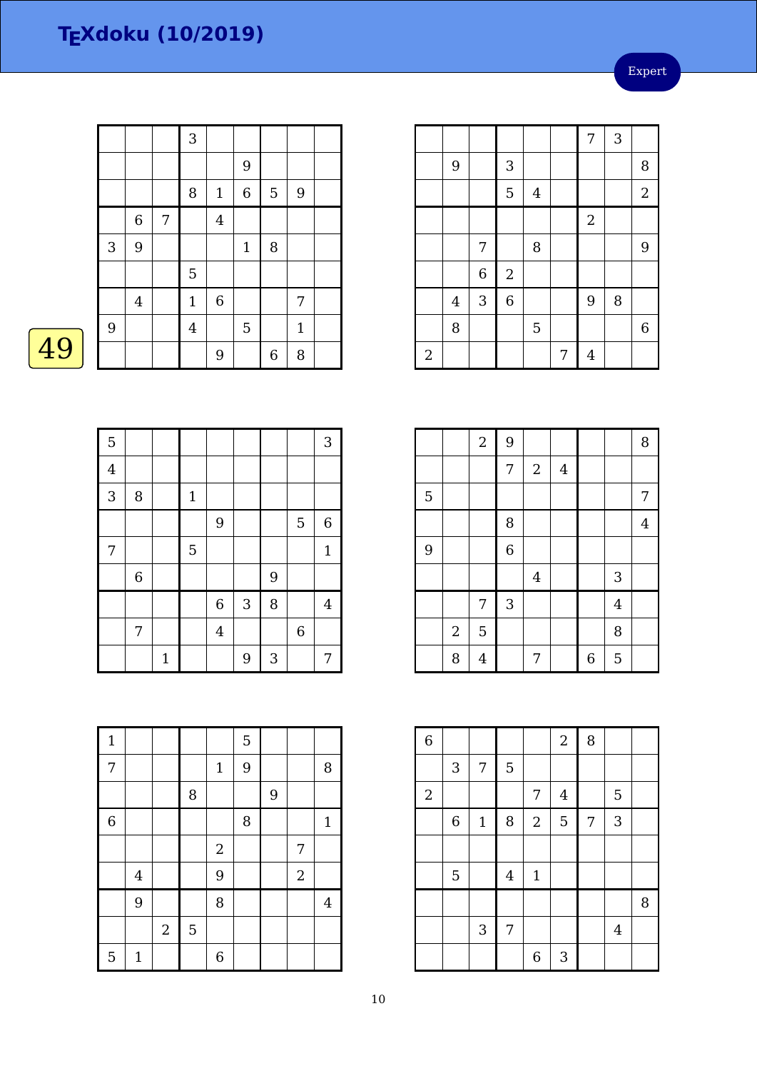# TEXdoku (10/2019)

Expert

49

| | | | | | | | | |
|---|---|---|---|---|---|---|---|---|
| | | | 3 | | | | | |
| | | | | | 9 | | | |
| | | | 8 | 1 | 6 | 5 | 9 | |
| | 6 | 7 | | 4 | | | | |
| 3 | 9 | | | | 1 | 8 | | |
| | | | 5 | | | | | |
| | 4 | | 1 | 6 | | | 7 | |
| 9 | | | 4 | | 5 | | 1 | |
| | | | | 9 | | 6 | 8 | |

| | | | | | | | | |
|---|---|---|---|---|---|---|---|---|
| | | | | | | 7 | 3 | |
| | 9 | | 3 | | | | | 8 |
| | | | 5 | 4 | | | | 2 |
| | | | | | | 2 | | |
| | | 7 | | 8 | | | | 9 |
| | | 6 | 2 | | | | | |
| | 4 | 3 | 6 | | | 9 | 8 | |
| | 8 | | | 5 | | | | 6 |
| 2 | | | | | 7 | 4 | | |

| | | | | | | | | |
|---|---|---|---|---|---|---|---|---|
| 5 | | | | | | | | 3 |
| 4 | | | | | | | | |
| 3 | 8 | | 1 | | | | | |
| | | | | 9 | | | 5 | 6 |
| 7 | | | 5 | | | | | 1 |
| | 6 | | | | | 9 | | |
| | | | | 6 | 3 | 8 | | 4 |
| | 7 | | | 4 | | | 6 | |
| | | 1 | | | 9 | 3 | | 7 |

| | | | | | | | | |
|---|---|---|---|---|---|---|---|---|
| | | 2 | 9 | | | | | 8 |
| | | | 7 | 2 | 4 | | | |
| 5 | | | | | | | | 7 |
| | | | 8 | | | | | 4 |
| 9 | | | 6 | | | | | |
| | | | | 4 | | | 3 | |
| | | 7 | 3 | | | | 4 | |
| | 2 | 5 | | | | | 8 | |
| | 8 | 4 | | 7 | | 6 | 5 | |

| | | | | | | | | |
|---|---|---|---|---|---|---|---|---|
| 1 | | | | | 5 | | | |
| 7 | | | | 1 | 9 | | | 8 |
| | | | 8 | | | 9 | | |
| 6 | | | | | 8 | | | 1 |
| | | | | 2 | | | 7 | |
| | 4 | | | 9 | | | 2 | |
| | 9 | | | 8 | | | | 4 |
| | | 2 | 5 | | | | | |
| 5 | 1 | | | 6 | | | | |

| | | | | | | | | |
|---|---|---|---|---|---|---|---|---|
| 6 | | | | | 2 | 8 | | |
| | 3 | 7 | 5 | | | | | |
| 2 | | | | 7 | 4 | | 5 | |
| | 6 | 1 | 8 | 2 | 5 | 7 | 3 | |
| | | | | | | | | |
| | 5 | | 4 | 1 | | | | |
| | | | | | | | | 8 |
| | | 3 | 7 | | | | 4 | |
| | | | | 6 | 3 | | | |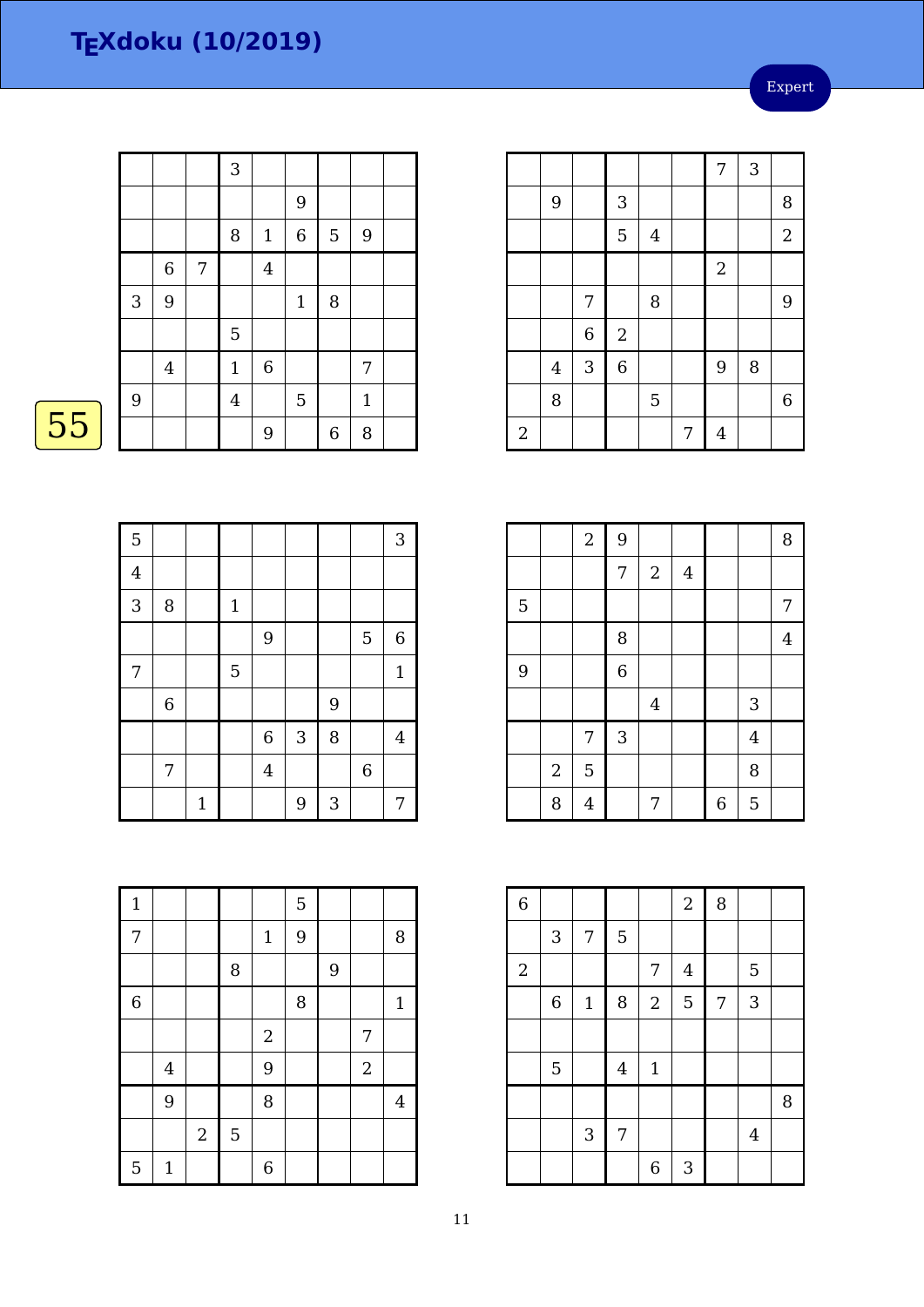# TEXdoku (10/2019)

Expert

55

| | | | | | | | | |
|---|---|---|---|---|---|---|---|---|
| | | | 3 | | | | | |
| | | | | | 9 | | | |
| | | | 8 | 1 | 6 | 5 | 9 | |
| | 6 | 7 | | 4 | | | | |
| 3 | 9 | | | | 1 | 8 | | |
| | | | 5 | | | | | |
| | 4 | | 1 | 6 | | | 7 | |
| 9 | | | 4 | | 5 | | 1 | |
| | | | | 9 | | 6 | 8 | |

| | | | | | | | | |
|---|---|---|---|---|---|---|---|---|
| | | | | | | 7 | 3 | |
| | 9 | | 3 | | | | | 8 |
| | | | 5 | 4 | | | | 2 |
| | | | | | | 2 | | |
| | | 7 | | 8 | | | | 9 |
| | | 6 | 2 | | | | | |
| | 4 | 3 | 6 | | | 9 | 8 | |
| | 8 | | | 5 | | | | 6 |
| 2 | | | | | 7 | 4 | | |

| | | | | | | | | |
|---|---|---|---|---|---|---|---|---|
| 5 | | | | | | | | 3 |
| 4 | | | | | | | | |
| 3 | 8 | | 1 | | | | | |
| | | | | 9 | | | 5 | 6 |
| 7 | | | 5 | | | | | 1 |
| | 6 | | | | | 9 | | |
| | | | | 6 | 3 | 8 | | 4 |
| | 7 | | | 4 | | | 6 | |
| | | 1 | | | 9 | 3 | | 7 |

| | | | | | | | | |
|---|---|---|---|---|---|---|---|---|
| | | 2 | 9 | | | | | 8 |
| | | | 7 | 2 | 4 | | | |
| 5 | | | | | | | | 7 |
| | | | 8 | | | | | 4 |
| 9 | | | 6 | | | | | |
| | | | | 4 | | | 3 | |
| | | 7 | 3 | | | | 4 | |
| | 2 | 5 | | | | | 8 | |
| | 8 | 4 | | 7 | | 6 | 5 | |

| | | | | | | | | |
|---|---|---|---|---|---|---|---|---|
| 1 | | | | | 5 | | | |
| 7 | | | | 1 | 9 | | | 8 |
| | | | 8 | | | 9 | | |
| 6 | | | | | 8 | | | 1 |
| | | | | 2 | | | 7 | |
| | 4 | | | 9 | | | 2 | |
| | 9 | | | 8 | | | | 4 |
| | | 2 | 5 | | | | | |
| 5 | 1 | | | 6 | | | | |

| | | | | | | | | |
|---|---|---|---|---|---|---|---|---|
| 6 | | | | | 2 | 8 | | |
| | 3 | 7 | 5 | | | | | |
| 2 | | | | 7 | 4 | | 5 | |
| | 6 | 1 | 8 | 2 | 5 | 7 | 3 | |
| | | | | | | | | |
| | 5 | | 4 | 1 | | | | |
| | | | | | | | | 8 |
| | | 3 | 7 | | | | 4 | |
| | | | | 6 | 3 | | | |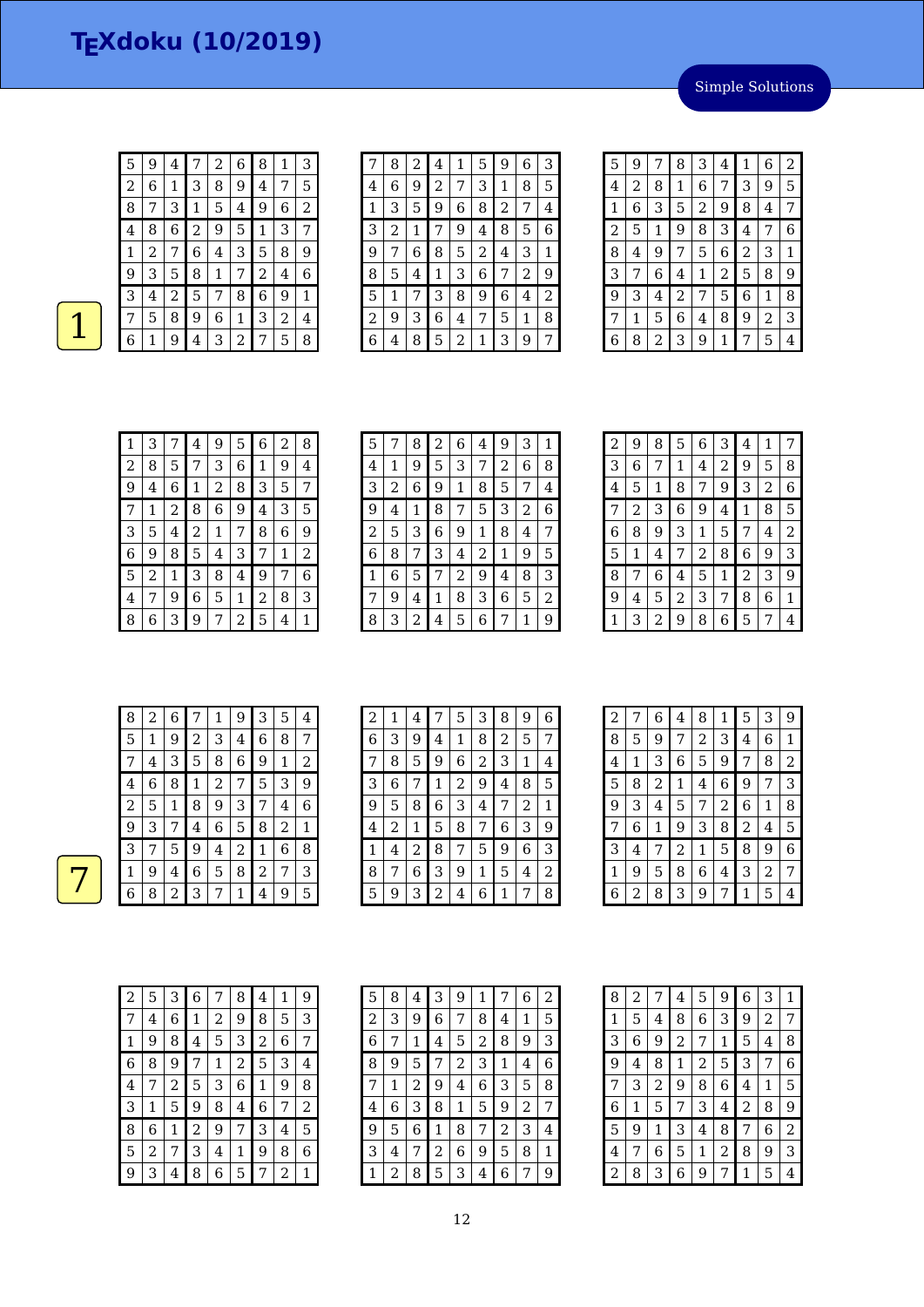# TEXdoku (10/2019)

Simple Solutions

1

| | | | | | | | | |
|---|---|---|---|---|---|---|---|---|
| 5 | 9 | 4 | 7 | 2 | 6 | 8 | 1 | 3 |
| 2 | 6 | 1 | 3 | 8 | 9 | 4 | 7 | 5 |
| 8 | 7 | 3 | 1 | 5 | 4 | 9 | 6 | 2 |
| 4 | 8 | 6 | 2 | 9 | 5 | 1 | 3 | 7 |
| 1 | 2 | 7 | 6 | 4 | 3 | 5 | 8 | 9 |
| 9 | 3 | 5 | 8 | 1 | 7 | 2 | 4 | 6 |
| 3 | 4 | 2 | 5 | 7 | 8 | 6 | 9 | 1 |
| 7 | 5 | 8 | 9 | 6 | 1 | 3 | 2 | 4 |
| 6 | 1 | 9 | 4 | 3 | 2 | 7 | 5 | 8 |

| | | | | | | | | |
|---|---|---|---|---|---|---|---|---|
| 7 | 8 | 2 | 4 | 1 | 5 | 9 | 6 | 3 |
| 4 | 6 | 9 | 2 | 7 | 3 | 1 | 8 | 5 |
| 1 | 3 | 5 | 9 | 6 | 8 | 2 | 7 | 4 |
| 3 | 2 | 1 | 7 | 9 | 4 | 8 | 5 | 6 |
| 9 | 7 | 6 | 8 | 5 | 2 | 4 | 3 | 1 |
| 8 | 5 | 4 | 1 | 3 | 6 | 7 | 2 | 9 |
| 5 | 1 | 7 | 3 | 8 | 9 | 6 | 4 | 2 |
| 2 | 9 | 3 | 6 | 4 | 7 | 5 | 1 | 8 |
| 6 | 4 | 8 | 5 | 2 | 1 | 3 | 9 | 7 |

| | | | | | | | | |
|---|---|---|---|---|---|---|---|---|
| 5 | 9 | 7 | 8 | 3 | 4 | 1 | 6 | 2 |
| 4 | 2 | 8 | 1 | 6 | 7 | 3 | 9 | 5 |
| 1 | 6 | 3 | 5 | 2 | 9 | 8 | 4 | 7 |
| 2 | 5 | 1 | 9 | 8 | 3 | 4 | 7 | 6 |
| 8 | 4 | 9 | 7 | 5 | 6 | 2 | 3 | 1 |
| 3 | 7 | 6 | 4 | 1 | 2 | 5 | 8 | 9 |
| 9 | 3 | 4 | 2 | 7 | 5 | 6 | 1 | 8 |
| 7 | 1 | 5 | 6 | 4 | 8 | 9 | 2 | 3 |
| 6 | 8 | 2 | 3 | 9 | 1 | 7 | 5 | 4 |

| | | | | | | | | |
|---|---|---|---|---|---|---|---|---|
| 1 | 3 | 7 | 4 | 9 | 5 | 6 | 2 | 8 |
| 2 | 8 | 5 | 7 | 3 | 6 | 1 | 9 | 4 |
| 9 | 4 | 6 | 1 | 2 | 8 | 3 | 5 | 7 |
| 7 | 1 | 2 | 8 | 6 | 9 | 4 | 3 | 5 |
| 3 | 5 | 4 | 2 | 1 | 7 | 8 | 6 | 9 |
| 6 | 9 | 8 | 5 | 4 | 3 | 7 | 1 | 2 |
| 5 | 2 | 1 | 3 | 8 | 4 | 9 | 7 | 6 |
| 4 | 7 | 9 | 6 | 5 | 1 | 2 | 8 | 3 |
| 8 | 6 | 3 | 9 | 7 | 2 | 5 | 4 | 1 |

| | | | | | | | | |
|---|---|---|---|---|---|---|---|---|
| 5 | 7 | 8 | 2 | 6 | 4 | 9 | 3 | 1 |
| 4 | 1 | 9 | 5 | 3 | 7 | 2 | 6 | 8 |
| 3 | 2 | 6 | 9 | 1 | 8 | 5 | 7 | 4 |
| 9 | 4 | 1 | 8 | 7 | 5 | 3 | 2 | 6 |
| 2 | 5 | 3 | 6 | 9 | 1 | 8 | 4 | 7 |
| 6 | 8 | 7 | 3 | 4 | 2 | 1 | 9 | 5 |
| 1 | 6 | 5 | 7 | 2 | 9 | 4 | 8 | 3 |
| 7 | 9 | 4 | 1 | 8 | 3 | 6 | 5 | 2 |
| 8 | 3 | 2 | 4 | 5 | 6 | 7 | 1 | 9 |

| | | | | | | | | |
|---|---|---|---|---|---|---|---|---|
| 2 | 9 | 8 | 5 | 6 | 3 | 4 | 1 | 7 |
| 3 | 6 | 7 | 1 | 4 | 2 | 9 | 5 | 8 |
| 4 | 5 | 1 | 8 | 7 | 9 | 3 | 2 | 6 |
| 7 | 2 | 3 | 6 | 9 | 4 | 1 | 8 | 5 |
| 6 | 8 | 9 | 3 | 1 | 5 | 7 | 4 | 2 |
| 5 | 1 | 4 | 7 | 2 | 8 | 6 | 9 | 3 |
| 8 | 7 | 6 | 4 | 5 | 1 | 2 | 3 | 9 |
| 9 | 4 | 5 | 2 | 3 | 7 | 8 | 6 | 1 |
| 1 | 3 | 2 | 9 | 8 | 6 | 5 | 7 | 4 |

7

| | | | | | | | | |
|---|---|---|---|---|---|---|---|---|
| 8 | 2 | 6 | 7 | 1 | 9 | 3 | 5 | 4 |
| 5 | 1 | 9 | 2 | 3 | 4 | 6 | 8 | 7 |
| 7 | 4 | 3 | 5 | 8 | 6 | 9 | 1 | 2 |
| 4 | 6 | 8 | 1 | 2 | 7 | 5 | 3 | 9 |
| 2 | 5 | 1 | 8 | 9 | 3 | 7 | 4 | 6 |
| 9 | 3 | 7 | 4 | 6 | 5 | 8 | 2 | 1 |
| 3 | 7 | 5 | 9 | 4 | 2 | 1 | 6 | 8 |
| 1 | 9 | 4 | 6 | 5 | 8 | 2 | 7 | 3 |
| 6 | 8 | 2 | 3 | 7 | 1 | 4 | 9 | 5 |

| | | | | | | | | |
|---|---|---|---|---|---|---|---|---|
| 2 | 1 | 4 | 7 | 5 | 3 | 8 | 9 | 6 |
| 6 | 3 | 9 | 4 | 1 | 8 | 2 | 5 | 7 |
| 7 | 8 | 5 | 9 | 6 | 2 | 3 | 1 | 4 |
| 3 | 6 | 7 | 1 | 2 | 9 | 4 | 8 | 5 |
| 9 | 5 | 8 | 6 | 3 | 4 | 7 | 2 | 1 |
| 4 | 2 | 1 | 5 | 8 | 7 | 6 | 3 | 9 |
| 1 | 4 | 2 | 8 | 7 | 5 | 9 | 6 | 3 |
| 8 | 7 | 6 | 3 | 9 | 1 | 5 | 4 | 2 |
| 5 | 9 | 3 | 2 | 4 | 6 | 1 | 7 | 8 |

| | | | | | | | | |
|---|---|---|---|---|---|---|---|---|
| 2 | 7 | 6 | 4 | 8 | 1 | 5 | 3 | 9 |
| 8 | 5 | 9 | 7 | 2 | 3 | 4 | 6 | 1 |
| 4 | 1 | 3 | 6 | 5 | 9 | 7 | 8 | 2 |
| 5 | 8 | 2 | 1 | 4 | 6 | 9 | 7 | 3 |
| 9 | 3 | 4 | 5 | 7 | 2 | 6 | 1 | 8 |
| 7 | 6 | 1 | 9 | 3 | 8 | 2 | 4 | 5 |
| 3 | 4 | 7 | 2 | 1 | 5 | 8 | 9 | 6 |
| 1 | 9 | 5 | 8 | 6 | 4 | 3 | 2 | 7 |
| 6 | 2 | 8 | 3 | 9 | 7 | 1 | 5 | 4 |

| | | | | | | | | |
|---|---|---|---|---|---|---|---|---|
| 2 | 5 | 3 | 6 | 7 | 8 | 4 | 1 | 9 |
| 7 | 4 | 6 | 1 | 2 | 9 | 8 | 5 | 3 |
| 1 | 9 | 8 | 4 | 5 | 3 | 2 | 6 | 7 |
| 6 | 8 | 9 | 7 | 1 | 2 | 5 | 3 | 4 |
| 4 | 7 | 2 | 5 | 3 | 6 | 1 | 9 | 8 |
| 3 | 1 | 5 | 9 | 8 | 4 | 6 | 7 | 2 |
| 8 | 6 | 1 | 2 | 9 | 7 | 3 | 4 | 5 |
| 5 | 2 | 7 | 3 | 4 | 1 | 9 | 8 | 6 |
| 9 | 3 | 4 | 8 | 6 | 5 | 7 | 2 | 1 |

| | | | | | | | | |
|---|---|---|---|---|---|---|---|---|
| 5 | 8 | 4 | 3 | 9 | 1 | 7 | 6 | 2 |
| 2 | 3 | 9 | 6 | 7 | 8 | 4 | 1 | 5 |
| 6 | 7 | 1 | 4 | 5 | 2 | 8 | 9 | 3 |
| 8 | 9 | 5 | 7 | 2 | 3 | 1 | 4 | 6 |
| 7 | 1 | 2 | 9 | 4 | 6 | 3 | 5 | 8 |
| 4 | 6 | 3 | 8 | 1 | 5 | 9 | 2 | 7 |
| 9 | 5 | 6 | 1 | 8 | 7 | 2 | 3 | 4 |
| 3 | 4 | 7 | 2 | 6 | 9 | 5 | 8 | 1 |
| 1 | 2 | 8 | 5 | 3 | 4 | 6 | 7 | 9 |

| | | | | | | | | |
|---|---|---|---|---|---|---|---|---|
| 8 | 2 | 7 | 4 | 5 | 9 | 6 | 3 | 1 |
| 1 | 5 | 4 | 8 | 6 | 3 | 9 | 2 | 7 |
| 3 | 6 | 9 | 2 | 7 | 1 | 5 | 4 | 8 |
| 9 | 4 | 8 | 1 | 2 | 5 | 3 | 7 | 6 |
| 7 | 3 | 2 | 9 | 8 | 6 | 4 | 1 | 5 |
| 6 | 1 | 5 | 7 | 3 | 4 | 2 | 8 | 9 |
| 5 | 9 | 1 | 3 | 4 | 8 | 7 | 6 | 2 |
| 4 | 7 | 6 | 5 | 1 | 2 | 8 | 9 | 3 |
| 2 | 8 | 3 | 6 | 9 | 7 | 1 | 5 | 4 |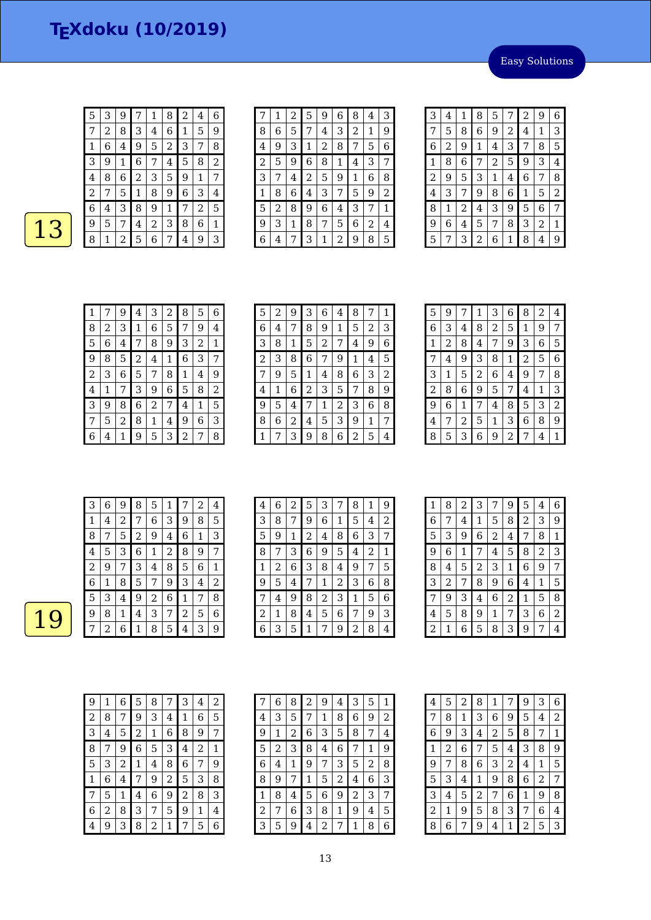# TEXdoku (10/2019)

Easy Solutions

13

| | | | | | | | | |
|---|---|---|---|---|---|---|---|---|
| 5 | 3 | 9 | 7 | 1 | 8 | 2 | 4 | 6 |
| 7 | 2 | 8 | 3 | 4 | 6 | 1 | 5 | 9 |
| 1 | 6 | 4 | 9 | 5 | 2 | 3 | 7 | 8 |
| 3 | 9 | 1 | 6 | 7 | 4 | 5 | 8 | 2 |
| 4 | 8 | 6 | 2 | 3 | 5 | 9 | 1 | 7 |
| 2 | 7 | 5 | 1 | 8 | 9 | 6 | 3 | 4 |
| 6 | 4 | 3 | 8 | 9 | 1 | 7 | 2 | 5 |
| 9 | 5 | 7 | 4 | 2 | 3 | 8 | 6 | 1 |
| 8 | 1 | 2 | 5 | 6 | 7 | 4 | 9 | 3 |

| | | | | | | | | |
|---|---|---|---|---|---|---|---|---|
| 7 | 1 | 2 | 5 | 9 | 6 | 8 | 4 | 3 |
| 8 | 6 | 5 | 7 | 4 | 3 | 2 | 1 | 9 |
| 4 | 9 | 3 | 1 | 2 | 8 | 7 | 5 | 6 |
| 2 | 5 | 9 | 6 | 8 | 1 | 4 | 3 | 7 |
| 3 | 7 | 4 | 2 | 5 | 9 | 1 | 6 | 8 |
| 1 | 8 | 6 | 4 | 3 | 7 | 5 | 9 | 2 |
| 5 | 2 | 8 | 9 | 6 | 4 | 3 | 7 | 1 |
| 9 | 3 | 1 | 8 | 7 | 5 | 6 | 2 | 4 |
| 6 | 4 | 7 | 3 | 1 | 2 | 9 | 8 | 5 |

| | | | | | | | | |
|---|---|---|---|---|---|---|---|---|
| 3 | 4 | 1 | 8 | 5 | 7 | 2 | 9 | 6 |
| 7 | 5 | 8 | 6 | 9 | 2 | 4 | 1 | 3 |
| 6 | 2 | 9 | 1 | 4 | 3 | 7 | 8 | 5 |
| 1 | 8 | 6 | 7 | 2 | 5 | 9 | 3 | 4 |
| 2 | 9 | 5 | 3 | 1 | 4 | 6 | 7 | 8 |
| 4 | 3 | 7 | 9 | 8 | 6 | 1 | 5 | 2 |
| 8 | 1 | 2 | 4 | 3 | 9 | 5 | 6 | 7 |
| 9 | 6 | 4 | 5 | 7 | 8 | 3 | 2 | 1 |
| 5 | 7 | 3 | 2 | 6 | 1 | 8 | 4 | 9 |

| | | | | | | | | |
|---|---|---|---|---|---|---|---|---|
| 1 | 7 | 9 | 4 | 3 | 2 | 8 | 5 | 6 |
| 8 | 2 | 3 | 1 | 6 | 5 | 7 | 9 | 4 |
| 5 | 6 | 4 | 7 | 8 | 9 | 3 | 2 | 1 |
| 9 | 8 | 5 | 2 | 4 | 1 | 6 | 3 | 7 |
| 2 | 3 | 6 | 5 | 7 | 8 | 1 | 4 | 9 |
| 4 | 1 | 7 | 3 | 9 | 6 | 5 | 8 | 2 |
| 3 | 9 | 8 | 6 | 2 | 7 | 4 | 1 | 5 |
| 7 | 5 | 2 | 8 | 1 | 4 | 9 | 6 | 3 |
| 6 | 4 | 1 | 9 | 5 | 3 | 2 | 7 | 8 |

| | | | | | | | | |
|---|---|---|---|---|---|---|---|---|
| 5 | 2 | 9 | 3 | 6 | 4 | 8 | 7 | 1 |
| 6 | 4 | 7 | 8 | 9 | 1 | 5 | 2 | 3 |
| 3 | 8 | 1 | 5 | 2 | 7 | 4 | 9 | 6 |
| 2 | 3 | 8 | 6 | 7 | 9 | 1 | 4 | 5 |
| 7 | 9 | 5 | 1 | 4 | 8 | 6 | 3 | 2 |
| 4 | 1 | 6 | 2 | 3 | 5 | 7 | 8 | 9 |
| 9 | 5 | 4 | 7 | 1 | 2 | 3 | 6 | 8 |
| 8 | 6 | 2 | 4 | 5 | 3 | 9 | 1 | 7 |
| 1 | 7 | 3 | 9 | 8 | 6 | 2 | 5 | 4 |

| | | | | | | | | |
|---|---|---|---|---|---|---|---|---|
| 5 | 9 | 7 | 1 | 3 | 6 | 8 | 2 | 4 |
| 6 | 3 | 4 | 8 | 2 | 5 | 1 | 9 | 7 |
| 1 | 2 | 8 | 4 | 7 | 9 | 3 | 6 | 5 |
| 7 | 4 | 9 | 3 | 8 | 1 | 2 | 5 | 6 |
| 3 | 1 | 5 | 2 | 6 | 4 | 9 | 7 | 8 |
| 2 | 8 | 6 | 9 | 5 | 7 | 4 | 1 | 3 |
| 9 | 6 | 1 | 7 | 4 | 8 | 5 | 3 | 2 |
| 4 | 7 | 2 | 5 | 1 | 3 | 6 | 8 | 9 |
| 8 | 5 | 3 | 6 | 9 | 2 | 7 | 4 | 1 |

19

| | | | | | | | | |
|---|---|---|---|---|---|---|---|---|
| 3 | 6 | 9 | 8 | 5 | 1 | 7 | 2 | 4 |
| 1 | 4 | 2 | 7 | 6 | 3 | 9 | 8 | 5 |
| 8 | 7 | 5 | 2 | 9 | 4 | 6 | 1 | 3 |
| 4 | 5 | 3 | 6 | 1 | 2 | 8 | 9 | 7 |
| 2 | 9 | 7 | 3 | 4 | 8 | 5 | 6 | 1 |
| 6 | 1 | 8 | 5 | 7 | 9 | 3 | 4 | 2 |
| 5 | 3 | 4 | 9 | 2 | 6 | 1 | 7 | 8 |
| 9 | 8 | 1 | 4 | 3 | 7 | 2 | 5 | 6 |
| 7 | 2 | 6 | 1 | 8 | 5 | 4 | 3 | 9 |

| | | | | | | | | |
|---|---|---|---|---|---|---|---|---|
| 4 | 6 | 2 | 5 | 3 | 7 | 8 | 1 | 9 |
| 3 | 8 | 7 | 9 | 6 | 1 | 5 | 4 | 2 |
| 5 | 9 | 1 | 2 | 4 | 8 | 6 | 3 | 7 |
| 8 | 7 | 3 | 6 | 9 | 5 | 4 | 2 | 1 |
| 1 | 2 | 6 | 3 | 8 | 4 | 9 | 7 | 5 |
| 9 | 5 | 4 | 7 | 1 | 2 | 3 | 6 | 8 |
| 7 | 4 | 9 | 8 | 2 | 3 | 1 | 5 | 6 |
| 2 | 1 | 8 | 4 | 5 | 6 | 7 | 9 | 3 |
| 6 | 3 | 5 | 1 | 7 | 9 | 2 | 8 | 4 |

| | | | | | | | | |
|---|---|---|---|---|---|---|---|---|
| 1 | 8 | 2 | 3 | 7 | 9 | 5 | 4 | 6 |
| 6 | 7 | 4 | 1 | 5 | 8 | 2 | 3 | 9 |
| 5 | 3 | 9 | 6 | 2 | 4 | 7 | 8 | 1 |
| 9 | 6 | 1 | 7 | 4 | 5 | 8 | 2 | 3 |
| 8 | 4 | 5 | 2 | 3 | 1 | 6 | 9 | 7 |
| 3 | 2 | 7 | 8 | 9 | 6 | 4 | 1 | 5 |
| 7 | 9 | 3 | 4 | 6 | 2 | 1 | 5 | 8 |
| 4 | 5 | 8 | 9 | 1 | 7 | 3 | 6 | 2 |
| 2 | 1 | 6 | 5 | 8 | 3 | 9 | 7 | 4 |

| | | | | | | | | |
|---|---|---|---|---|---|---|---|---|
| 9 | 1 | 6 | 5 | 8 | 7 | 3 | 4 | 2 |
| 2 | 8 | 7 | 9 | 3 | 4 | 1 | 6 | 5 |
| 3 | 4 | 5 | 2 | 1 | 6 | 8 | 9 | 7 |
| 8 | 7 | 9 | 6 | 5 | 3 | 4 | 2 | 1 |
| 5 | 3 | 2 | 1 | 4 | 8 | 6 | 7 | 9 |
| 1 | 6 | 4 | 7 | 9 | 2 | 5 | 3 | 8 |
| 7 | 5 | 1 | 4 | 6 | 9 | 2 | 8 | 3 |
| 6 | 2 | 8 | 3 | 7 | 5 | 9 | 1 | 4 |
| 4 | 9 | 3 | 8 | 2 | 1 | 7 | 5 | 6 |

| | | | | | | | | |
|---|---|---|---|---|---|---|---|---|
| 7 | 6 | 8 | 2 | 9 | 4 | 3 | 5 | 1 |
| 4 | 3 | 5 | 7 | 1 | 8 | 6 | 9 | 2 |
| 9 | 1 | 2 | 6 | 3 | 5 | 8 | 7 | 4 |
| 5 | 2 | 3 | 8 | 4 | 6 | 7 | 1 | 9 |
| 6 | 4 | 1 | 9 | 7 | 3 | 5 | 2 | 8 |
| 8 | 9 | 7 | 1 | 5 | 2 | 4 | 6 | 3 |
| 1 | 8 | 4 | 5 | 6 | 9 | 2 | 3 | 7 |
| 2 | 7 | 6 | 3 | 8 | 1 | 9 | 4 | 5 |
| 3 | 5 | 9 | 4 | 2 | 7 | 1 | 8 | 6 |

| | | | | | | | | |
|---|---|---|---|---|---|---|---|---|
| 4 | 5 | 2 | 8 | 1 | 7 | 9 | 3 | 6 |
| 7 | 8 | 1 | 3 | 6 | 9 | 5 | 4 | 2 |
| 6 | 9 | 3 | 4 | 2 | 5 | 8 | 7 | 1 |
| 1 | 2 | 6 | 7 | 5 | 4 | 3 | 8 | 9 |
| 9 | 7 | 8 | 6 | 3 | 2 | 4 | 1 | 5 |
| 5 | 3 | 4 | 1 | 9 | 8 | 6 | 2 | 7 |
| 3 | 4 | 5 | 2 | 7 | 6 | 1 | 9 | 8 |
| 2 | 1 | 9 | 5 | 8 | 3 | 7 | 6 | 4 |
| 8 | 6 | 7 | 9 | 4 | 1 | 2 | 5 | 3 |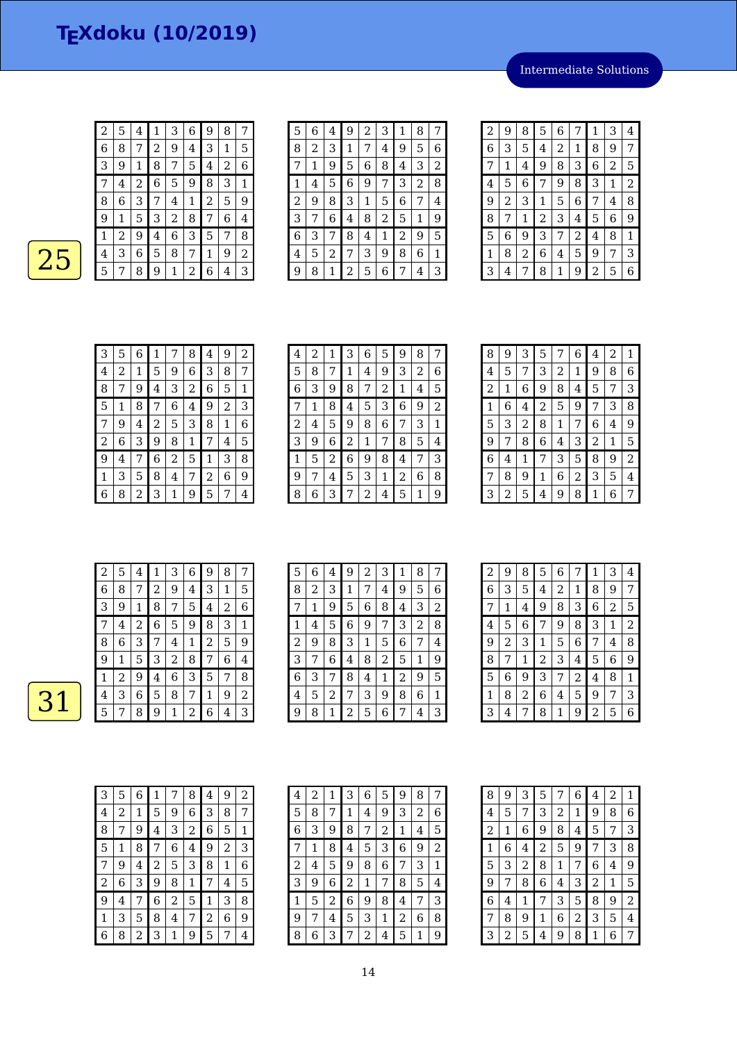# TEXdoku (10/2019)

Intermediate Solutions

25

| | | | | | | | | |
|---|---|---|---|---|---|---|---|---|
| 2 | 5 | 4 | 1 | 3 | 6 | 9 | 8 | 7 |
| 6 | 8 | 7 | 2 | 9 | 4 | 3 | 1 | 5 |
| 3 | 9 | 1 | 8 | 7 | 5 | 4 | 2 | 6 |
| 7 | 4 | 2 | 6 | 5 | 9 | 8 | 3 | 1 |
| 8 | 6 | 3 | 7 | 4 | 1 | 2 | 5 | 9 |
| 9 | 1 | 5 | 3 | 2 | 8 | 7 | 6 | 4 |
| 1 | 2 | 9 | 4 | 6 | 3 | 5 | 7 | 8 |
| 4 | 3 | 6 | 5 | 8 | 7 | 1 | 9 | 2 |
| 5 | 7 | 8 | 9 | 1 | 2 | 6 | 4 | 3 |

| | | | | | | | | |
|---|---|---|---|---|---|---|---|---|
| 5 | 6 | 4 | 9 | 2 | 3 | 1 | 8 | 7 |
| 8 | 2 | 3 | 1 | 7 | 4 | 9 | 5 | 6 |
| 7 | 1 | 9 | 5 | 6 | 8 | 4 | 3 | 2 |
| 1 | 4 | 5 | 6 | 9 | 7 | 3 | 2 | 8 |
| 2 | 9 | 8 | 3 | 1 | 5 | 6 | 7 | 4 |
| 3 | 7 | 6 | 4 | 8 | 2 | 5 | 1 | 9 |
| 6 | 3 | 7 | 8 | 4 | 1 | 2 | 9 | 5 |
| 4 | 5 | 2 | 7 | 3 | 9 | 8 | 6 | 1 |
| 9 | 8 | 1 | 2 | 5 | 6 | 7 | 4 | 3 |

| | | | | | | | | |
|---|---|---|---|---|---|---|---|---|
| 2 | 9 | 8 | 5 | 6 | 7 | 1 | 3 | 4 |
| 6 | 3 | 5 | 4 | 2 | 1 | 8 | 9 | 7 |
| 7 | 1 | 4 | 9 | 8 | 3 | 6 | 2 | 5 |
| 4 | 5 | 6 | 7 | 9 | 8 | 3 | 1 | 2 |
| 9 | 2 | 3 | 1 | 5 | 6 | 7 | 4 | 8 |
| 8 | 7 | 1 | 2 | 3 | 4 | 5 | 6 | 9 |
| 5 | 6 | 9 | 3 | 7 | 2 | 4 | 8 | 1 |
| 1 | 8 | 2 | 6 | 4 | 5 | 9 | 7 | 3 |
| 3 | 4 | 7 | 8 | 1 | 9 | 2 | 5 | 6 |

| | | | | | | | | |
|---|---|---|---|---|---|---|---|---|
| 3 | 5 | 6 | 1 | 7 | 8 | 4 | 9 | 2 |
| 4 | 2 | 1 | 5 | 9 | 6 | 3 | 8 | 7 |
| 8 | 7 | 9 | 4 | 3 | 2 | 6 | 5 | 1 |
| 5 | 1 | 8 | 7 | 6 | 4 | 9 | 2 | 3 |
| 7 | 9 | 4 | 2 | 5 | 3 | 8 | 1 | 6 |
| 2 | 6 | 3 | 9 | 8 | 1 | 7 | 4 | 5 |
| 9 | 4 | 7 | 6 | 2 | 5 | 1 | 3 | 8 |
| 1 | 3 | 5 | 8 | 4 | 7 | 2 | 6 | 9 |
| 6 | 8 | 2 | 3 | 1 | 9 | 5 | 7 | 4 |

| | | | | | | | | |
|---|---|---|---|---|---|---|---|---|
| 4 | 2 | 1 | 3 | 6 | 5 | 9 | 8 | 7 |
| 5 | 8 | 7 | 1 | 4 | 9 | 3 | 2 | 6 |
| 6 | 3 | 9 | 8 | 7 | 2 | 1 | 4 | 5 |
| 7 | 1 | 8 | 4 | 5 | 3 | 6 | 9 | 2 |
| 2 | 4 | 5 | 9 | 8 | 6 | 7 | 3 | 1 |
| 3 | 9 | 6 | 2 | 1 | 7 | 8 | 5 | 4 |
| 1 | 5 | 2 | 6 | 9 | 8 | 4 | 7 | 3 |
| 9 | 7 | 4 | 5 | 3 | 1 | 2 | 6 | 8 |
| 8 | 6 | 3 | 7 | 2 | 4 | 5 | 1 | 9 |

| | | | | | | | | |
|---|---|---|---|---|---|---|---|---|
| 8 | 9 | 3 | 5 | 7 | 6 | 4 | 2 | 1 |
| 4 | 5 | 7 | 3 | 2 | 1 | 9 | 8 | 6 |
| 2 | 1 | 6 | 9 | 8 | 4 | 5 | 7 | 3 |
| 1 | 6 | 4 | 2 | 5 | 9 | 7 | 3 | 8 |
| 5 | 3 | 2 | 8 | 1 | 7 | 6 | 4 | 9 |
| 9 | 7 | 8 | 6 | 4 | 3 | 2 | 1 | 5 |
| 6 | 4 | 1 | 7 | 3 | 5 | 8 | 9 | 2 |
| 7 | 8 | 9 | 1 | 6 | 2 | 3 | 5 | 4 |
| 3 | 2 | 5 | 4 | 9 | 8 | 1 | 6 | 7 |

31

| | | | | | | | | |
|---|---|---|---|---|---|---|---|---|
| 2 | 5 | 4 | 1 | 3 | 6 | 9 | 8 | 7 |
| 6 | 8 | 7 | 2 | 9 | 4 | 3 | 1 | 5 |
| 3 | 9 | 1 | 8 | 7 | 5 | 4 | 2 | 6 |
| 7 | 4 | 2 | 6 | 5 | 9 | 8 | 3 | 1 |
| 8 | 6 | 3 | 7 | 4 | 1 | 2 | 5 | 9 |
| 9 | 1 | 5 | 3 | 2 | 8 | 7 | 6 | 4 |
| 1 | 2 | 9 | 4 | 6 | 3 | 5 | 7 | 8 |
| 4 | 3 | 6 | 5 | 8 | 7 | 1 | 9 | 2 |
| 5 | 7 | 8 | 9 | 1 | 2 | 6 | 4 | 3 |

| | | | | | | | | |
|---|---|---|---|---|---|---|---|---|
| 5 | 6 | 4 | 9 | 2 | 3 | 1 | 8 | 7 |
| 8 | 2 | 3 | 1 | 7 | 4 | 9 | 5 | 6 |
| 7 | 1 | 9 | 5 | 6 | 8 | 4 | 3 | 2 |
| 1 | 4 | 5 | 6 | 9 | 7 | 3 | 2 | 8 |
| 2 | 9 | 8 | 3 | 1 | 5 | 6 | 7 | 4 |
| 3 | 7 | 6 | 4 | 8 | 2 | 5 | 1 | 9 |
| 6 | 3 | 7 | 8 | 4 | 1 | 2 | 9 | 5 |
| 4 | 5 | 2 | 7 | 3 | 9 | 8 | 6 | 1 |
| 9 | 8 | 1 | 2 | 5 | 6 | 7 | 4 | 3 |

| | | | | | | | | |
|---|---|---|---|---|---|---|---|---|
| 2 | 9 | 8 | 5 | 6 | 7 | 1 | 3 | 4 |
| 6 | 3 | 5 | 4 | 2 | 1 | 8 | 9 | 7 |
| 7 | 1 | 4 | 9 | 8 | 3 | 6 | 2 | 5 |
| 4 | 5 | 6 | 7 | 9 | 8 | 3 | 1 | 2 |
| 9 | 2 | 3 | 1 | 5 | 6 | 7 | 4 | 8 |
| 8 | 7 | 1 | 2 | 3 | 4 | 5 | 6 | 9 |
| 5 | 6 | 9 | 3 | 7 | 2 | 4 | 8 | 1 |
| 1 | 8 | 2 | 6 | 4 | 5 | 9 | 7 | 3 |
| 3 | 4 | 7 | 8 | 1 | 9 | 2 | 5 | 6 |

| | | | | | | | | |
|---|---|---|---|---|---|---|---|---|
| 3 | 5 | 6 | 1 | 7 | 8 | 4 | 9 | 2 |
| 4 | 2 | 1 | 5 | 9 | 6 | 3 | 8 | 7 |
| 8 | 7 | 9 | 4 | 3 | 2 | 6 | 5 | 1 |
| 5 | 1 | 8 | 7 | 6 | 4 | 9 | 2 | 3 |
| 7 | 9 | 4 | 2 | 5 | 3 | 8 | 1 | 6 |
| 2 | 6 | 3 | 9 | 8 | 1 | 7 | 4 | 5 |
| 9 | 4 | 7 | 6 | 2 | 5 | 1 | 3 | 8 |
| 1 | 3 | 5 | 8 | 4 | 7 | 2 | 6 | 9 |
| 6 | 8 | 2 | 3 | 1 | 9 | 5 | 7 | 4 |

| | | | | | | | | |
|---|---|---|---|---|---|---|---|---|
| 4 | 2 | 1 | 3 | 6 | 5 | 9 | 8 | 7 |
| 5 | 8 | 7 | 1 | 4 | 9 | 3 | 2 | 6 |
| 6 | 3 | 9 | 8 | 7 | 2 | 1 | 4 | 5 |
| 7 | 1 | 8 | 4 | 5 | 3 | 6 | 9 | 2 |
| 2 | 4 | 5 | 9 | 8 | 6 | 7 | 3 | 1 |
| 3 | 9 | 6 | 2 | 1 | 7 | 8 | 5 | 4 |
| 1 | 5 | 2 | 6 | 9 | 8 | 4 | 7 | 3 |
| 9 | 7 | 4 | 5 | 3 | 1 | 2 | 6 | 8 |
| 8 | 6 | 3 | 7 | 2 | 4 | 5 | 1 | 9 |

| | | | | | | | | |
|---|---|---|---|---|---|---|---|---|
| 8 | 9 | 3 | 5 | 7 | 6 | 4 | 2 | 1 |
| 4 | 5 | 7 | 3 | 2 | 1 | 9 | 8 | 6 |
| 2 | 1 | 6 | 9 | 8 | 4 | 5 | 7 | 3 |
| 1 | 6 | 4 | 2 | 5 | 9 | 7 | 3 | 8 |
| 5 | 3 | 2 | 8 | 1 | 7 | 6 | 4 | 9 |
| 9 | 7 | 8 | 6 | 4 | 3 | 2 | 1 | 5 |
| 6 | 4 | 1 | 7 | 3 | 5 | 8 | 9 | 2 |
| 7 | 8 | 9 | 1 | 6 | 2 | 3 | 5 | 4 |
| 3 | 2 | 5 | 4 | 9 | 8 | 1 | 6 | 7 |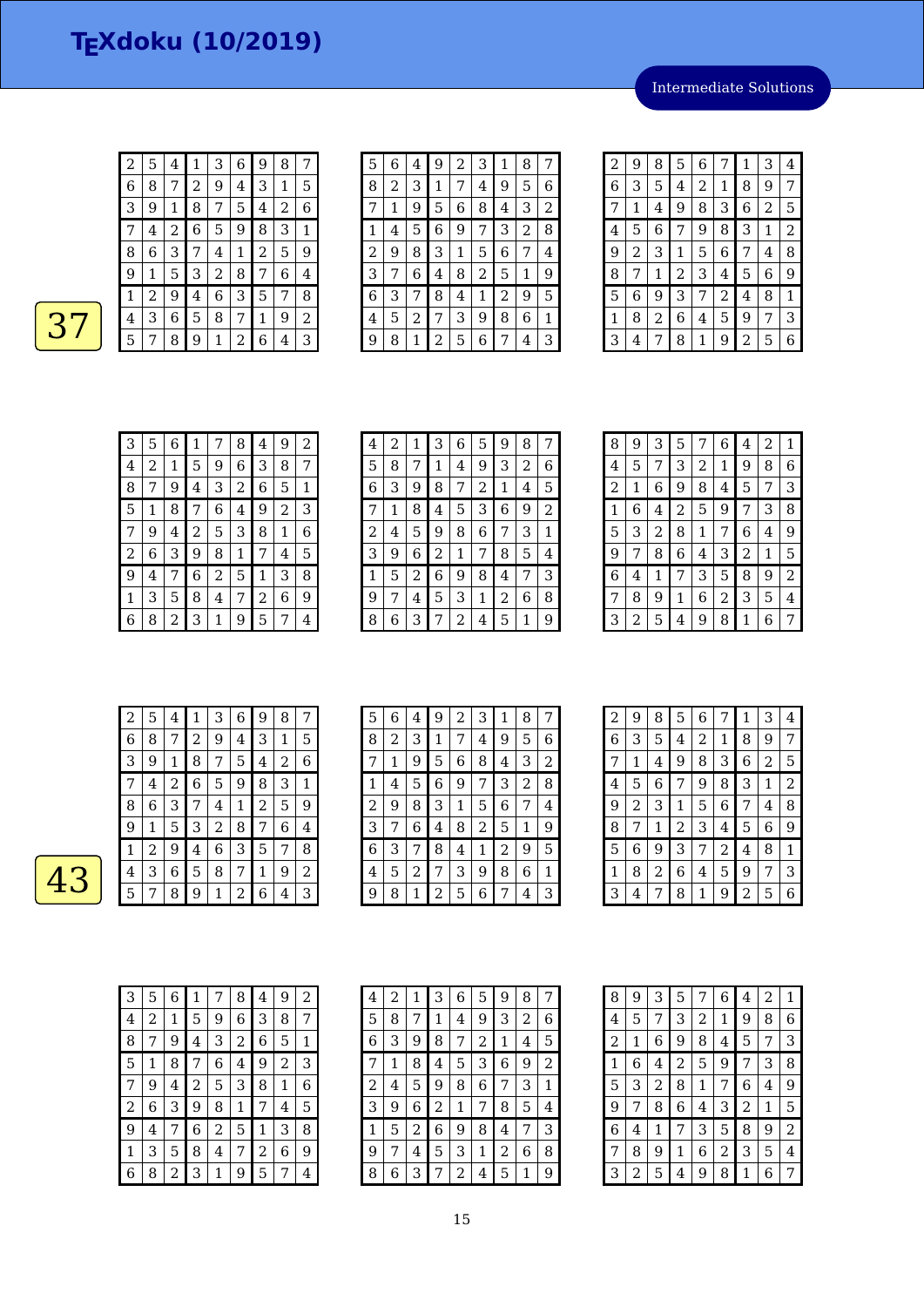# TEXdoku (10/2019)

Intermediate Solutions

37

| | | | | | | | | |
|---|---|---|---|---|---|---|---|---|
| 2 | 5 | 4 | 1 | 3 | 6 | 9 | 8 | 7 |
| 6 | 8 | 7 | 2 | 9 | 4 | 3 | 1 | 5 |
| 3 | 9 | 1 | 8 | 7 | 5 | 4 | 2 | 6 |
| 7 | 4 | 2 | 6 | 5 | 9 | 8 | 3 | 1 |
| 8 | 6 | 3 | 7 | 4 | 1 | 2 | 5 | 9 |
| 9 | 1 | 5 | 3 | 2 | 8 | 7 | 6 | 4 |
| 1 | 2 | 9 | 4 | 6 | 3 | 5 | 7 | 8 |
| 4 | 3 | 6 | 5 | 8 | 7 | 1 | 9 | 2 |
| 5 | 7 | 8 | 9 | 1 | 2 | 6 | 4 | 3 |

| | | | | | | | | |
|---|---|---|---|---|---|---|---|---|
| 5 | 6 | 4 | 9 | 2 | 3 | 1 | 8 | 7 |
| 8 | 2 | 3 | 1 | 7 | 4 | 9 | 5 | 6 |
| 7 | 1 | 9 | 5 | 6 | 8 | 4 | 3 | 2 |
| 1 | 4 | 5 | 6 | 9 | 7 | 3 | 2 | 8 |
| 2 | 9 | 8 | 3 | 1 | 5 | 6 | 7 | 4 |
| 3 | 7 | 6 | 4 | 8 | 2 | 5 | 1 | 9 |
| 6 | 3 | 7 | 8 | 4 | 1 | 2 | 9 | 5 |
| 4 | 5 | 2 | 7 | 3 | 9 | 8 | 6 | 1 |
| 9 | 8 | 1 | 2 | 5 | 6 | 7 | 4 | 3 |

| | | | | | | | | |
|---|---|---|---|---|---|---|---|---|
| 2 | 9 | 8 | 5 | 6 | 7 | 1 | 3 | 4 |
| 6 | 3 | 5 | 4 | 2 | 1 | 8 | 9 | 7 |
| 7 | 1 | 4 | 9 | 8 | 3 | 6 | 2 | 5 |
| 4 | 5 | 6 | 7 | 9 | 8 | 3 | 1 | 2 |
| 9 | 2 | 3 | 1 | 5 | 6 | 7 | 4 | 8 |
| 8 | 7 | 1 | 2 | 3 | 4 | 5 | 6 | 9 |
| 5 | 6 | 9 | 3 | 7 | 2 | 4 | 8 | 1 |
| 1 | 8 | 2 | 6 | 4 | 5 | 9 | 7 | 3 |
| 3 | 4 | 7 | 8 | 1 | 9 | 2 | 5 | 6 |

| | | | | | | | | |
|---|---|---|---|---|---|---|---|---|
| 3 | 5 | 6 | 1 | 7 | 8 | 4 | 9 | 2 |
| 4 | 2 | 1 | 5 | 9 | 6 | 3 | 8 | 7 |
| 8 | 7 | 9 | 4 | 3 | 2 | 6 | 5 | 1 |
| 5 | 1 | 8 | 7 | 6 | 4 | 9 | 2 | 3 |
| 7 | 9 | 4 | 2 | 5 | 3 | 8 | 1 | 6 |
| 2 | 6 | 3 | 9 | 8 | 1 | 7 | 4 | 5 |
| 9 | 4 | 7 | 6 | 2 | 5 | 1 | 3 | 8 |
| 1 | 3 | 5 | 8 | 4 | 7 | 2 | 6 | 9 |
| 6 | 8 | 2 | 3 | 1 | 9 | 5 | 7 | 4 |

| | | | | | | | | |
|---|---|---|---|---|---|---|---|---|
| 4 | 2 | 1 | 3 | 6 | 5 | 9 | 8 | 7 |
| 5 | 8 | 7 | 1 | 4 | 9 | 3 | 2 | 6 |
| 6 | 3 | 9 | 8 | 7 | 2 | 1 | 4 | 5 |
| 7 | 1 | 8 | 4 | 5 | 3 | 6 | 9 | 2 |
| 2 | 4 | 5 | 9 | 8 | 6 | 7 | 3 | 1 |
| 3 | 9 | 6 | 2 | 1 | 7 | 8 | 5 | 4 |
| 1 | 5 | 2 | 6 | 9 | 8 | 4 | 7 | 3 |
| 9 | 7 | 4 | 5 | 3 | 1 | 2 | 6 | 8 |
| 8 | 6 | 3 | 7 | 2 | 4 | 5 | 1 | 9 |

| | | | | | | | | |
|---|---|---|---|---|---|---|---|---|
| 8 | 9 | 3 | 5 | 7 | 6 | 4 | 2 | 1 |
| 4 | 5 | 7 | 3 | 2 | 1 | 9 | 8 | 6 |
| 2 | 1 | 6 | 9 | 8 | 4 | 5 | 7 | 3 |
| 1 | 6 | 4 | 2 | 5 | 9 | 7 | 3 | 8 |
| 5 | 3 | 2 | 8 | 1 | 7 | 6 | 4 | 9 |
| 9 | 7 | 8 | 6 | 4 | 3 | 2 | 1 | 5 |
| 6 | 4 | 1 | 7 | 3 | 5 | 8 | 9 | 2 |
| 7 | 8 | 9 | 1 | 6 | 2 | 3 | 5 | 4 |
| 3 | 2 | 5 | 4 | 9 | 8 | 1 | 6 | 7 |

43

| | | | | | | | | |
|---|---|---|---|---|---|---|---|---|
| 2 | 5 | 4 | 1 | 3 | 6 | 9 | 8 | 7 |
| 6 | 8 | 7 | 2 | 9 | 4 | 3 | 1 | 5 |
| 3 | 9 | 1 | 8 | 7 | 5 | 4 | 2 | 6 |
| 7 | 4 | 2 | 6 | 5 | 9 | 8 | 3 | 1 |
| 8 | 6 | 3 | 7 | 4 | 1 | 2 | 5 | 9 |
| 9 | 1 | 5 | 3 | 2 | 8 | 7 | 6 | 4 |
| 1 | 2 | 9 | 4 | 6 | 3 | 5 | 7 | 8 |
| 4 | 3 | 6 | 5 | 8 | 7 | 1 | 9 | 2 |
| 5 | 7 | 8 | 9 | 1 | 2 | 6 | 4 | 3 |

| | | | | | | | | |
|---|---|---|---|---|---|---|---|---|
| 5 | 6 | 4 | 9 | 2 | 3 | 1 | 8 | 7 |
| 8 | 2 | 3 | 1 | 7 | 4 | 9 | 5 | 6 |
| 7 | 1 | 9 | 5 | 6 | 8 | 4 | 3 | 2 |
| 1 | 4 | 5 | 6 | 9 | 7 | 3 | 2 | 8 |
| 2 | 9 | 8 | 3 | 1 | 5 | 6 | 7 | 4 |
| 3 | 7 | 6 | 4 | 8 | 2 | 5 | 1 | 9 |
| 6 | 3 | 7 | 8 | 4 | 1 | 2 | 9 | 5 |
| 4 | 5 | 2 | 7 | 3 | 9 | 8 | 6 | 1 |
| 9 | 8 | 1 | 2 | 5 | 6 | 7 | 4 | 3 |

| | | | | | | | | |
|---|---|---|---|---|---|---|---|---|
| 2 | 9 | 8 | 5 | 6 | 7 | 1 | 3 | 4 |
| 6 | 3 | 5 | 4 | 2 | 1 | 8 | 9 | 7 |
| 7 | 1 | 4 | 9 | 8 | 3 | 6 | 2 | 5 |
| 4 | 5 | 6 | 7 | 9 | 8 | 3 | 1 | 2 |
| 9 | 2 | 3 | 1 | 5 | 6 | 7 | 4 | 8 |
| 8 | 7 | 1 | 2 | 3 | 4 | 5 | 6 | 9 |
| 5 | 6 | 9 | 3 | 7 | 2 | 4 | 8 | 1 |
| 1 | 8 | 2 | 6 | 4 | 5 | 9 | 7 | 3 |
| 3 | 4 | 7 | 8 | 1 | 9 | 2 | 5 | 6 |

| | | | | | | | | |
|---|---|---|---|---|---|---|---|---|
| 3 | 5 | 6 | 1 | 7 | 8 | 4 | 9 | 2 |
| 4 | 2 | 1 | 5 | 9 | 6 | 3 | 8 | 7 |
| 8 | 7 | 9 | 4 | 3 | 2 | 6 | 5 | 1 |
| 5 | 1 | 8 | 7 | 6 | 4 | 9 | 2 | 3 |
| 7 | 9 | 4 | 2 | 5 | 3 | 8 | 1 | 6 |
| 2 | 6 | 3 | 9 | 8 | 1 | 7 | 4 | 5 |
| 9 | 4 | 7 | 6 | 2 | 5 | 1 | 3 | 8 |
| 1 | 3 | 5 | 8 | 4 | 7 | 2 | 6 | 9 |
| 6 | 8 | 2 | 3 | 1 | 9 | 5 | 7 | 4 |

| | | | | | | | | |
|---|---|---|---|---|---|---|---|---|
| 4 | 2 | 1 | 3 | 6 | 5 | 9 | 8 | 7 |
| 5 | 8 | 7 | 1 | 4 | 9 | 3 | 2 | 6 |
| 6 | 3 | 9 | 8 | 7 | 2 | 1 | 4 | 5 |
| 7 | 1 | 8 | 4 | 5 | 3 | 6 | 9 | 2 |
| 2 | 4 | 5 | 9 | 8 | 6 | 7 | 3 | 1 |
| 3 | 9 | 6 | 2 | 1 | 7 | 8 | 5 | 4 |
| 1 | 5 | 2 | 6 | 9 | 8 | 4 | 7 | 3 |
| 9 | 7 | 4 | 5 | 3 | 1 | 2 | 6 | 8 |
| 8 | 6 | 3 | 7 | 2 | 4 | 5 | 1 | 9 |

| | | | | | | | | |
|---|---|---|---|---|---|---|---|---|
| 8 | 9 | 3 | 5 | 7 | 6 | 4 | 2 | 1 |
| 4 | 5 | 7 | 3 | 2 | 1 | 9 | 8 | 6 |
| 2 | 1 | 6 | 9 | 8 | 4 | 5 | 7 | 3 |
| 1 | 6 | 4 | 2 | 5 | 9 | 7 | 3 | 8 |
| 5 | 3 | 2 | 8 | 1 | 7 | 6 | 4 | 9 |
| 9 | 7 | 8 | 6 | 4 | 3 | 2 | 1 | 5 |
| 6 | 4 | 1 | 7 | 3 | 5 | 8 | 9 | 2 |
| 7 | 8 | 9 | 1 | 6 | 2 | 3 | 5 | 4 |
| 3 | 2 | 5 | 4 | 9 | 8 | 1 | 6 | 7 |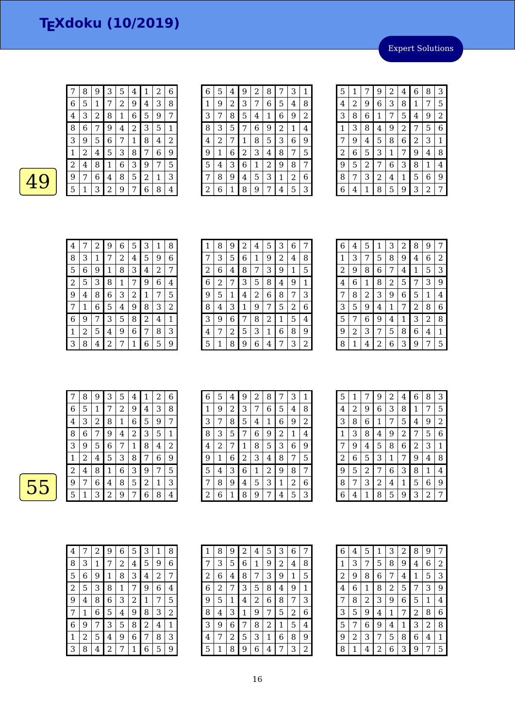# TEXdoku (10/2019)

Expert Solutions

49

| | | | | | | | | |
|---|---|---|---|---|---|---|---|---|
| 7 | 8 | 9 | 3 | 5 | 4 | 1 | 2 | 6 |
| 6 | 5 | 1 | 7 | 2 | 9 | 4 | 3 | 8 |
| 4 | 3 | 2 | 8 | 1 | 6 | 5 | 9 | 7 |
| 8 | 6 | 7 | 9 | 4 | 2 | 3 | 5 | 1 |
| 3 | 9 | 5 | 6 | 7 | 1 | 8 | 4 | 2 |
| 1 | 2 | 4 | 5 | 3 | 8 | 7 | 6 | 9 |
| 2 | 4 | 8 | 1 | 6 | 3 | 9 | 7 | 5 |
| 9 | 7 | 6 | 4 | 8 | 5 | 2 | 1 | 3 |
| 5 | 1 | 3 | 2 | 9 | 7 | 6 | 8 | 4 |

| | | | | | | | | |
|---|---|---|---|---|---|---|---|---|
| 6 | 5 | 4 | 9 | 2 | 8 | 7 | 3 | 1 |
| 1 | 9 | 2 | 3 | 7 | 6 | 5 | 4 | 8 |
| 3 | 7 | 8 | 5 | 4 | 1 | 6 | 9 | 2 |
| 8 | 3 | 5 | 7 | 6 | 9 | 2 | 1 | 4 |
| 4 | 2 | 7 | 1 | 8 | 5 | 3 | 6 | 9 |
| 9 | 1 | 6 | 2 | 3 | 4 | 8 | 7 | 5 |
| 5 | 4 | 3 | 6 | 1 | 2 | 9 | 8 | 7 |
| 7 | 8 | 9 | 4 | 5 | 3 | 1 | 2 | 6 |
| 2 | 6 | 1 | 8 | 9 | 7 | 4 | 5 | 3 |

| | | | | | | | | |
|---|---|---|---|---|---|---|---|---|
| 5 | 1 | 7 | 9 | 2 | 4 | 6 | 8 | 3 |
| 4 | 2 | 9 | 6 | 3 | 8 | 1 | 7 | 5 |
| 3 | 8 | 6 | 1 | 7 | 5 | 4 | 9 | 2 |
| 1 | 3 | 8 | 4 | 9 | 2 | 7 | 5 | 6 |
| 7 | 9 | 4 | 5 | 8 | 6 | 2 | 3 | 1 |
| 2 | 6 | 5 | 3 | 1 | 7 | 9 | 4 | 8 |
| 9 | 5 | 2 | 7 | 6 | 3 | 8 | 1 | 4 |
| 8 | 7 | 3 | 2 | 4 | 1 | 5 | 6 | 9 |
| 6 | 4 | 1 | 8 | 5 | 9 | 3 | 2 | 7 |

| | | | | | | | | |
|---|---|---|---|---|---|---|---|---|
| 4 | 7 | 2 | 9 | 6 | 5 | 3 | 1 | 8 |
| 8 | 3 | 1 | 7 | 2 | 4 | 5 | 9 | 6 |
| 5 | 6 | 9 | 1 | 8 | 3 | 4 | 2 | 7 |
| 2 | 5 | 3 | 8 | 1 | 7 | 9 | 6 | 4 |
| 9 | 4 | 8 | 6 | 3 | 2 | 1 | 7 | 5 |
| 7 | 1 | 6 | 5 | 4 | 9 | 8 | 3 | 2 |
| 6 | 9 | 7 | 3 | 5 | 8 | 2 | 4 | 1 |
| 1 | 2 | 5 | 4 | 9 | 6 | 7 | 8 | 3 |
| 3 | 8 | 4 | 2 | 7 | 1 | 6 | 5 | 9 |

| | | | | | | | | |
|---|---|---|---|---|---|---|---|---|
| 1 | 8 | 9 | 2 | 4 | 5 | 3 | 6 | 7 |
| 7 | 3 | 5 | 6 | 1 | 9 | 2 | 4 | 8 |
| 2 | 6 | 4 | 8 | 7 | 3 | 9 | 1 | 5 |
| 6 | 2 | 7 | 3 | 5 | 8 | 4 | 9 | 1 |
| 9 | 5 | 1 | 4 | 2 | 6 | 8 | 7 | 3 |
| 8 | 4 | 3 | 1 | 9 | 7 | 5 | 2 | 6 |
| 3 | 9 | 6 | 7 | 8 | 2 | 1 | 5 | 4 |
| 4 | 7 | 2 | 5 | 3 | 1 | 6 | 8 | 9 |
| 5 | 1 | 8 | 9 | 6 | 4 | 7 | 3 | 2 |

| | | | | | | | | |
|---|---|---|---|---|---|---|---|---|
| 6 | 4 | 5 | 1 | 3 | 2 | 8 | 9 | 7 |
| 1 | 3 | 7 | 5 | 8 | 9 | 4 | 6 | 2 |
| 2 | 9 | 8 | 6 | 7 | 4 | 1 | 5 | 3 |
| 4 | 6 | 1 | 8 | 2 | 5 | 7 | 3 | 9 |
| 7 | 8 | 2 | 3 | 9 | 6 | 5 | 1 | 4 |
| 3 | 5 | 9 | 4 | 1 | 7 | 2 | 8 | 6 |
| 5 | 7 | 6 | 9 | 4 | 1 | 3 | 2 | 8 |
| 9 | 2 | 3 | 7 | 5 | 8 | 6 | 4 | 1 |
| 8 | 1 | 4 | 2 | 6 | 3 | 9 | 7 | 5 |

55

| | | | | | | | | |
|---|---|---|---|---|---|---|---|---|
| 7 | 8 | 9 | 3 | 5 | 4 | 1 | 2 | 6 |
| 6 | 5 | 1 | 7 | 2 | 9 | 4 | 3 | 8 |
| 4 | 3 | 2 | 8 | 1 | 6 | 5 | 9 | 7 |
| 8 | 6 | 7 | 9 | 4 | 2 | 3 | 5 | 1 |
| 3 | 9 | 5 | 6 | 7 | 1 | 8 | 4 | 2 |
| 1 | 2 | 4 | 5 | 3 | 8 | 7 | 6 | 9 |
| 2 | 4 | 8 | 1 | 6 | 3 | 9 | 7 | 5 |
| 9 | 7 | 6 | 4 | 8 | 5 | 2 | 1 | 3 |
| 5 | 1 | 3 | 2 | 9 | 7 | 6 | 8 | 4 |

| | | | | | | | | |
|---|---|---|---|---|---|---|---|---|
| 6 | 5 | 4 | 9 | 2 | 8 | 7 | 3 | 1 |
| 1 | 9 | 2 | 3 | 7 | 6 | 5 | 4 | 8 |
| 3 | 7 | 8 | 5 | 4 | 1 | 6 | 9 | 2 |
| 8 | 3 | 5 | 7 | 6 | 9 | 2 | 1 | 4 |
| 4 | 2 | 7 | 1 | 8 | 5 | 3 | 6 | 9 |
| 9 | 1 | 6 | 2 | 3 | 4 | 8 | 7 | 5 |
| 5 | 4 | 3 | 6 | 1 | 2 | 9 | 8 | 7 |
| 7 | 8 | 9 | 4 | 5 | 3 | 1 | 2 | 6 |
| 2 | 6 | 1 | 8 | 9 | 7 | 4 | 5 | 3 |

| | | | | | | | | |
|---|---|---|---|---|---|---|---|---|
| 5 | 1 | 7 | 9 | 2 | 4 | 6 | 8 | 3 |
| 4 | 2 | 9 | 6 | 3 | 8 | 1 | 7 | 5 |
| 3 | 8 | 6 | 1 | 7 | 5 | 4 | 9 | 2 |
| 1 | 3 | 8 | 4 | 9 | 2 | 7 | 5 | 6 |
| 7 | 9 | 4 | 5 | 8 | 6 | 2 | 3 | 1 |
| 2 | 6 | 5 | 3 | 1 | 7 | 9 | 4 | 8 |
| 9 | 5 | 2 | 7 | 6 | 3 | 8 | 1 | 4 |
| 8 | 7 | 3 | 2 | 4 | 1 | 5 | 6 | 9 |
| 6 | 4 | 1 | 8 | 5 | 9 | 3 | 2 | 7 |

| | | | | | | | | |
|---|---|---|---|---|---|---|---|---|
| 4 | 7 | 2 | 9 | 6 | 5 | 3 | 1 | 8 |
| 8 | 3 | 1 | 7 | 2 | 4 | 5 | 9 | 6 |
| 5 | 6 | 9 | 1 | 8 | 3 | 4 | 2 | 7 |
| 2 | 5 | 3 | 8 | 1 | 7 | 9 | 6 | 4 |
| 9 | 4 | 8 | 6 | 3 | 2 | 1 | 7 | 5 |
| 7 | 1 | 6 | 5 | 4 | 9 | 8 | 3 | 2 |
| 6 | 9 | 7 | 3 | 5 | 8 | 2 | 4 | 1 |
| 1 | 2 | 5 | 4 | 9 | 6 | 7 | 8 | 3 |
| 3 | 8 | 4 | 2 | 7 | 1 | 6 | 5 | 9 |

| | | | | | | | | |
|---|---|---|---|---|---|---|---|---|
| 1 | 8 | 9 | 2 | 4 | 5 | 3 | 6 | 7 |
| 7 | 3 | 5 | 6 | 1 | 9 | 2 | 4 | 8 |
| 2 | 6 | 4 | 8 | 7 | 3 | 9 | 1 | 5 |
| 6 | 2 | 7 | 3 | 5 | 8 | 4 | 9 | 1 |
| 9 | 5 | 1 | 4 | 2 | 6 | 8 | 7 | 3 |
| 8 | 4 | 3 | 1 | 9 | 7 | 5 | 2 | 6 |
| 3 | 9 | 6 | 7 | 8 | 2 | 1 | 5 | 4 |
| 4 | 7 | 2 | 5 | 3 | 1 | 6 | 8 | 9 |
| 5 | 1 | 8 | 9 | 6 | 4 | 7 | 3 | 2 |

| | | | | | | | | |
|---|---|---|---|---|---|---|---|---|
| 6 | 4 | 5 | 1 | 3 | 2 | 8 | 9 | 7 |
| 1 | 3 | 7 | 5 | 8 | 9 | 4 | 6 | 2 |
| 2 | 9 | 8 | 6 | 7 | 4 | 1 | 5 | 3 |
| 4 | 6 | 1 | 8 | 2 | 5 | 7 | 3 | 9 |
| 7 | 8 | 2 | 3 | 9 | 6 | 5 | 1 | 4 |
| 3 | 5 | 9 | 4 | 1 | 7 | 2 | 8 | 6 |
| 5 | 7 | 6 | 9 | 4 | 1 | 3 | 2 | 8 |
| 9 | 2 | 3 | 7 | 5 | 8 | 6 | 4 | 1 |
| 8 | 1 | 4 | 2 | 6 | 3 | 9 | 7 | 5 |